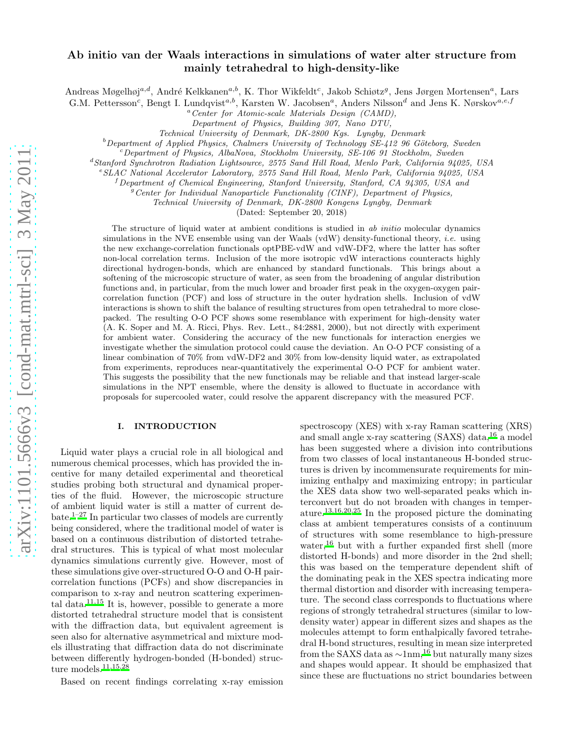# Ab initio van der Waals interactions in simulations of water alter structure from mainly tetrahedral to high-density-like

Andreas Møgelhøj[a,d], André Kelkkanen[a,b], K. Thor Wikfeldt[c], Jakob Schiøtz[g], Jens Jørgen Mortensen[a], Lars G.M. Pettersson[c], Bengt I. Lundqvist[a,b], Karsten W. Jacobsen[a], Anders Nilsson[d] and Jens K. Nørskov[a,e,f]

[a] *Center for Atomic-scale Materials Design (CAMD), Department of Physics, Building 307, Nano DTU, Technical University of Denmark, DK-2800 Kgs. Lyngby, Denmark*

[b] *Department of Applied Physics, Chalmers University of Technology SE-412 96 Göteborg, Sweden*

[c] *Department of Physics, AlbaNova, Stockholm University, SE-106 91 Stockholm, Sweden*

[d] *Stanford Synchrotron Radiation Lightsource, 2575 Sand Hill Road, Menlo Park, California 94025, USA*

[e] *SLAC National Accelerator Laboratory, 2575 Sand Hill Road, Menlo Park, California 94025, USA*

[f] *Department of Chemical Engineering, Stanford University, Stanford, CA 94305, USA and*

[g] *Center for Individual Nanoparticle Functionality (CINF), Department of Physics, Technical University of Denmark, DK-2800 Kongens Lyngby, Denmark*

(Dated: September 20, 2018)

The structure of liquid water at ambient conditions is studied in *ab initio* molecular dynamics simulations in the NVE ensemble using van der Waals (vdW) density-functional theory, *i.e.* using the new exchange-correlation functionals optPBE-vdW and vdW-DF2, where the latter has softer non-local correlation terms. Inclusion of the more isotropic vdW interactions counteracts highly directional hydrogen-bonds, which are enhanced by standard functionals. This brings about a softening of the microscopic structure of water, as seen from the broadening of angular distribution functions and, in particular, from the much lower and broader first peak in the oxygen-oxygen pair-correlation function (PCF) and loss of structure in the outer hydration shells. Inclusion of vdW interactions is shown to shift the balance of resulting structures from open tetrahedral to more close-packed. The resulting O-O PCF shows some resemblance with experiment for high-density water (A. K. Soper and M. A. Ricci, Phys. Rev. Lett., 84:2881, 2000), but not directly with experiment for ambient water. Considering the accuracy of the new functionals for interaction energies we investigate whether the simulation protocol could cause the deviation. An O-O PCF consisting of a linear combination of 70% from vdW-DF2 and 30% from low-density liquid water, as extrapolated from experiments, reproduces near-quantitatively the experimental O-O PCF for ambient water. This suggests the possibility that the new functionals may be reliable and that instead larger-scale simulations in the NPT ensemble, where the density is allowed to fluctuate in accordance with proposals for supercooled water, could resolve the apparent discrepancy with the measured PCF.

## I. INTRODUCTION

Liquid water plays a crucial role in all biological and numerous chemical processes, which has provided the incentive for many detailed experimental and theoretical studies probing both structural and dynamical properties of the fluid. However, the microscopic structure of liquid water is still a matter of current debate.[1–27] In particular two classes of models are currently being considered, where the traditional model of water is based on a continuous distribution of distorted tetrahedral structures. This is typical of what most molecular dynamics simulations currently give. However, most of these simulations give over-structured O-O and O-H pair-correlation functions (PCFs) and show discrepancies in comparison to x-ray and neutron scattering experimental data.[11,15] It is, however, possible to generate a more distorted tetrahedral structure model that is consistent with the diffraction data, but equivalent agreement is seen also for alternative asymmetrical and mixture models illustrating that diffraction data do not discriminate between differently hydrogen-bonded (H-bonded) structure models.[11,15,28]

Based on recent findings correlating x-ray emission spectroscopy (XES) with x-ray Raman scattering (XRS) and small angle x-ray scattering (SAXS) data,[16] a model has been suggested where a division into contributions from two classes of local instantaneous H-bonded structures is driven by incommensurate requirements for minimizing enthalpy and maximizing entropy; in particular the XES data show two well-separated peaks which interconvert but do not broaden with changes in temperature.[13,16,20,25] In the proposed picture the dominating class at ambient temperatures consists of a continuum of structures with some resemblance to high-pressure water,[16] but with a further expanded first shell (more distorted H-bonds) and more disorder in the 2nd shell; this was based on the temperature dependent shift of the dominating peak in the XES spectra indicating more thermal distortion and disorder with increasing temperature. The second class corresponds to fluctuations where regions of strongly tetrahedral structures (similar to low-density water) appear in different sizes and shapes as the molecules attempt to form enthalpically favored tetrahedral H-bond structures, resulting in mean size interpreted from the SAXS data as ∼1nm,[16] but naturally many sizes and shapes would appear. It should be emphasized that since these are fluctuations no strict boundaries between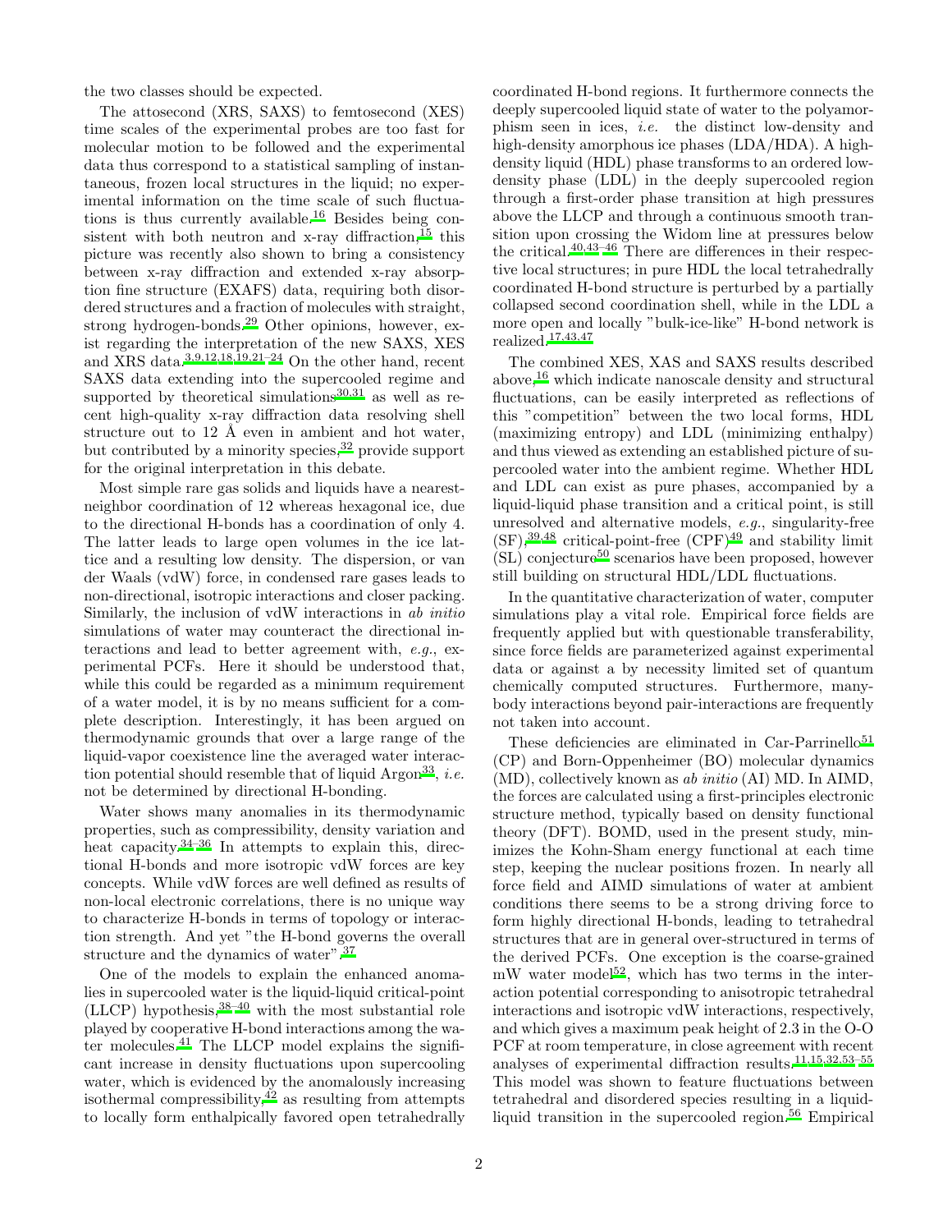the two classes should be expected.

The attosecond (XRS, SAXS) to femtosecond (XES) time scales of the experimental probes are too fast for molecular motion to be followed and the experimental data thus correspond to a statistical sampling of instantaneous, frozen local structures in the liquid; no experimental information on the time scale of such fluctuations is thus currently available.[16] Besides being consistent with both neutron and x-ray diffraction,[15] this picture was recently also shown to bring a consistency between x-ray diffraction and extended x-ray absorption fine structure (EXAFS) data, requiring both disordered structures and a fraction of molecules with straight, strong hydrogen-bonds.[29] Other opinions, however, exist regarding the interpretation of the new SAXS, XES and XRS data.[3,9,12,18,19,21–24] On the other hand, recent SAXS data extending into the supercooled regime and supported by theoretical simulations[30,31] as well as recent high-quality x-ray diffraction data resolving shell structure out to 12 Å even in ambient and hot water, but contributed by a minority species,[32] provide support for the original interpretation in this debate.

Most simple rare gas solids and liquids have a nearest-neighbor coordination of 12 whereas hexagonal ice, due to the directional H-bonds has a coordination of only 4. The latter leads to large open volumes in the ice lattice and a resulting low density. The dispersion, or van der Waals (vdW) force, in condensed rare gases leads to non-directional, isotropic interactions and closer packing. Similarly, the inclusion of vdW interactions in *ab initio* simulations of water may counteract the directional interactions and lead to better agreement with, *e.g.*, experimental PCFs. Here it should be understood that, while this could be regarded as a minimum requirement of a water model, it is by no means sufficient for a complete description. Interestingly, it has been argued on thermodynamic grounds that over a large range of the liquid-vapor coexistence line the averaged water interaction potential should resemble that of liquid Argon[33], *i.e.* not be determined by directional H-bonding.

Water shows many anomalies in its thermodynamic properties, such as compressibility, density variation and heat capacity.[34–36] In attempts to explain this, directional H-bonds and more isotropic vdW forces are key concepts. While vdW forces are well defined as results of non-local electronic correlations, there is no unique way to characterize H-bonds in terms of topology or interaction strength. And yet "the H-bond governs the overall structure and the dynamics of water".[37]

One of the models to explain the enhanced anomalies in supercooled water is the liquid-liquid critical-point (LLCP) hypothesis,[38–40] with the most substantial role played by cooperative H-bond interactions among the water molecules.[41] The LLCP model explains the significant increase in density fluctuations upon supercooling water, which is evidenced by the anomalously increasing isothermal compressibility,[42] as resulting from attempts to locally form enthalpically favored open tetrahedrally coordinated H-bond regions. It furthermore connects the deeply supercooled liquid state of water to the polyamorphism seen in ices, *i.e.* the distinct low-density and high-density amorphous ice phases (LDA/HDA). A high-density liquid (HDL) phase transforms to an ordered low-density phase (LDL) in the deeply supercooled region through a first-order phase transition at high pressures above the LLCP and through a continuous smooth transition upon crossing the Widom line at pressures below the critical.[40,43–46] There are differences in their respective local structures; in pure HDL the local tetrahedrally coordinated H-bond structure is perturbed by a partially collapsed second coordination shell, while in the LDL a more open and locally "bulk-ice-like" H-bond network is realized.[17,43,47]

The combined XES, XAS and SAXS results described above,[16] which indicate nanoscale density and structural fluctuations, can be easily interpreted as reflections of this "competition" between the two local forms, HDL (maximizing entropy) and LDL (minimizing enthalpy) and thus viewed as extending an established picture of supercooled water into the ambient regime. Whether HDL and LDL can exist as pure phases, accompanied by a liquid-liquid phase transition and a critical point, is still unresolved and alternative models, *e.g.*, singularity-free (SF),[39,48] critical-point-free (CPF)[49] and stability limit (SL) conjecture[50] scenarios have been proposed, however still building on structural HDL/LDL fluctuations.

In the quantitative characterization of water, computer simulations play a vital role. Empirical force fields are frequently applied but with questionable transferability, since force fields are parameterized against experimental data or against a by necessity limited set of quantum chemically computed structures. Furthermore, many-body interactions beyond pair-interactions are frequently not taken into account.

These deficiencies are eliminated in Car-Parrinello[51] (CP) and Born-Oppenheimer (BO) molecular dynamics (MD), collectively known as *ab initio* (AI) MD. In AIMD, the forces are calculated using a first-principles electronic structure method, typically based on density functional theory (DFT). BOMD, used in the present study, minimizes the Kohn-Sham energy functional at each time step, keeping the nuclear positions frozen. In nearly all force field and AIMD simulations of water at ambient conditions there seems to be a strong driving force to form highly directional H-bonds, leading to tetrahedral structures that are in general over-structured in terms of the derived PCFs. One exception is the coarse-grained mW water model[52], which has two terms in the interaction potential corresponding to anisotropic tetrahedral interactions and isotropic vdW interactions, respectively, and which gives a maximum peak height of 2.3 in the O-O PCF at room temperature, in close agreement with recent analyses of experimental diffraction results.[11,15,32,53–55] This model was shown to feature fluctuations between tetrahedral and disordered species resulting in a liquid-liquid transition in the supercooled region.[56] Empirical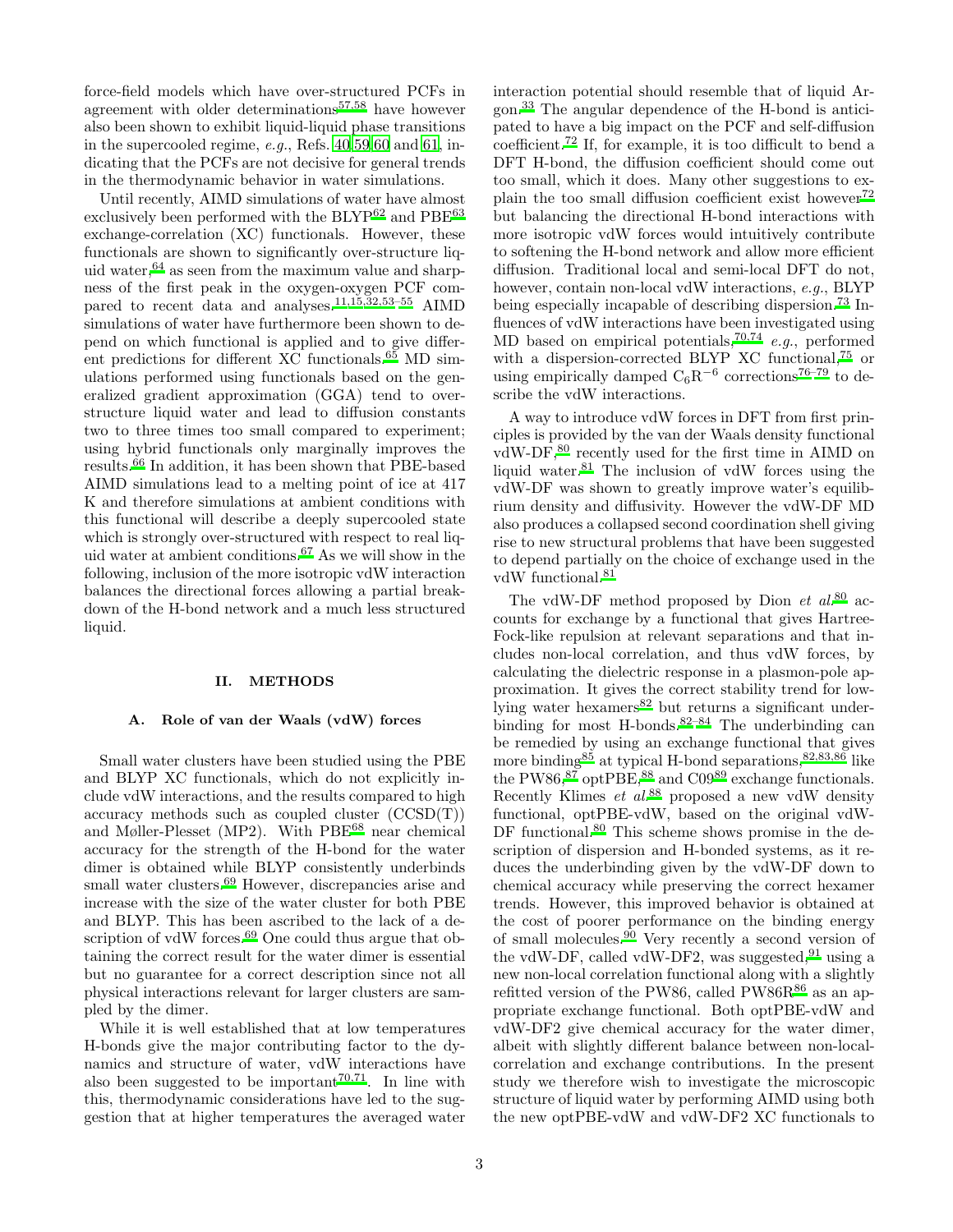force-field models which have over-structured PCFs in agreement with older determinations[57,58] have however also been shown to exhibit liquid-liquid phase transitions in the supercooled regime, *e.g.*, Refs. 40,59,60 and 61, indicating that the PCFs are not decisive for general trends in the thermodynamic behavior in water simulations.

Until recently, AIMD simulations of water have almost exclusively been performed with the BLYP[62] and PBE[63] exchange-correlation (XC) functionals. However, these functionals are shown to significantly over-structure liquid water,[64] as seen from the maximum value and sharpness of the first peak in the oxygen-oxygen PCF compared to recent data and analyses.[11,15,32,53–55] AIMD simulations of water have furthermore been shown to depend on which functional is applied and to give different predictions for different XC functionals.[65] MD simulations performed using functionals based on the generalized gradient approximation (GGA) tend to over-structure liquid water and lead to diffusion constants two to three times too small compared to experiment; using hybrid functionals only marginally improves the results.[66] In addition, it has been shown that PBE-based AIMD simulations lead to a melting point of ice at 417 K and therefore simulations at ambient conditions with this functional will describe a deeply supercooled state which is strongly over-structured with respect to real liquid water at ambient conditions.[67] As we will show in the following, inclusion of the more isotropic vdW interaction balances the directional forces allowing a partial breakdown of the H-bond network and a much less structured liquid.

## II. METHODS

### A. Role of van der Waals (vdW) forces

Small water clusters have been studied using the PBE and BLYP XC functionals, which do not explicitly include vdW interactions, and the results compared to high accuracy methods such as coupled cluster (CCSD(T)) and Møller-Plesset (MP2). With PBE[68] near chemical accuracy for the strength of the H-bond for the water dimer is obtained while BLYP consistently underbinds small water clusters.[69] However, discrepancies arise and increase with the size of the water cluster for both PBE and BLYP. This has been ascribed to the lack of a description of vdW forces.[69] One could thus argue that obtaining the correct result for the water dimer is essential but no guarantee for a correct description since not all physical interactions relevant for larger clusters are sampled by the dimer.

While it is well established that at low temperatures H-bonds give the major contributing factor to the dynamics and structure of water, vdW interactions have also been suggested to be important[70,71]. In line with this, thermodynamic considerations have led to the suggestion that at higher temperatures the averaged water interaction potential should resemble that of liquid Argon.[33] The angular dependence of the H-bond is anticipated to have a big impact on the PCF and self-diffusion coefficient.[72] If, for example, it is too difficult to bend a DFT H-bond, the diffusion coefficient should come out too small, which it does. Many other suggestions to explain the too small diffusion coefficient exist however[72] but balancing the directional H-bond interactions with more isotropic vdW forces would intuitively contribute to softening the H-bond network and allow more efficient diffusion. Traditional local and semi-local DFT do not, however, contain non-local vdW interactions, *e.g.*, BLYP being especially incapable of describing dispersion.[73] Influences of vdW interactions have been investigated using MD based on empirical potentials,[70,74] *e.g.*, performed with a dispersion-corrected BLYP XC functional,[75] or using empirically damped $C_6R^{-6}$ corrections[76–79] to describe the vdW interactions.

A way to introduce vdW forces in DFT from first principles is provided by the van der Waals density functional vdW-DF,[80] recently used for the first time in AIMD on liquid water.[81] The inclusion of vdW forces using the vdW-DF was shown to greatly improve water's equilibrium density and diffusivity. However the vdW-DF MD also produces a collapsed second coordination shell giving rise to new structural problems that have been suggested to depend partially on the choice of exchange used in the vdW functional.[81]

The vdW-DF method proposed by Dion *et al.*[80] accounts for exchange by a functional that gives Hartree-Fock-like repulsion at relevant separations and that includes non-local correlation, and thus vdW forces, by calculating the dielectric response in a plasmon-pole approximation. It gives the correct stability trend for low-lying water hexamers[82] but returns a significant underbinding for most H-bonds.[82–84] The underbinding can be remedied by using an exchange functional that gives more binding[85] at typical H-bond separations,[82,83,86] like the PW86,[87] optPBE,[88] and C09[89] exchange functionals. Recently Klimes *et al.*[88] proposed a new vdW density functional, optPBE-vdW, based on the original vdW-DF functional.[80] This scheme shows promise in the description of dispersion and H-bonded systems, as it reduces the underbinding given by the vdW-DF down to chemical accuracy while preserving the correct hexamer trends. However, this improved behavior is obtained at the cost of poorer performance on the binding energy of small molecules.[90] Very recently a second version of the vdW-DF, called vdW-DF2, was suggested,[91] using a new non-local correlation functional along with a slightly refitted version of the PW86, called PW86R[86] as an appropriate exchange functional. Both optPBE-vdW and vdW-DF2 give chemical accuracy for the water dimer, albeit with slightly different balance between non-local-correlation and exchange contributions. In the present study we therefore wish to investigate the microscopic structure of liquid water by performing AIMD using both the new optPBE-vdW and vdW-DF2 XC functionals to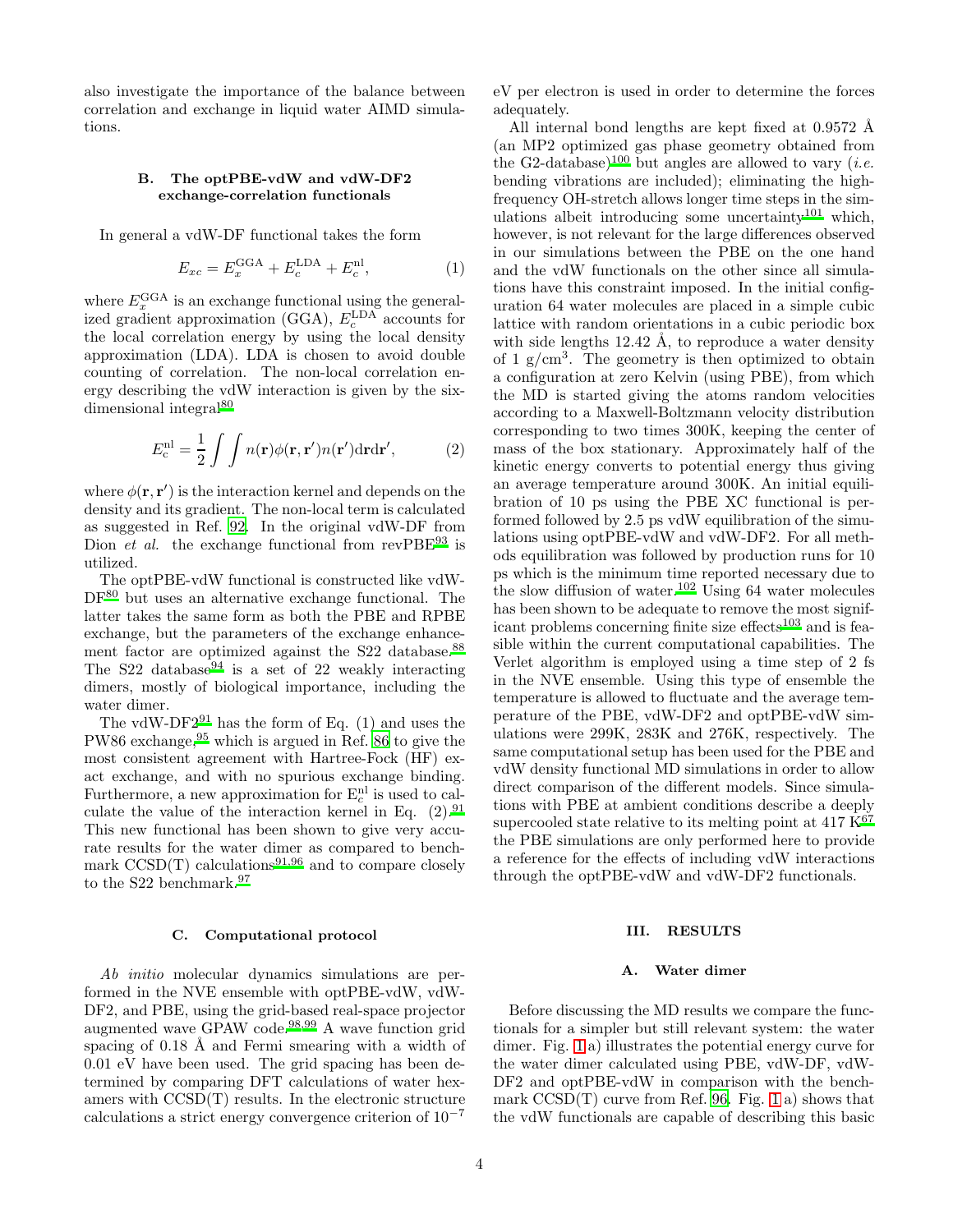also investigate the importance of the balance between correlation and exchange in liquid water AIMD simulations.

### B. The optPBE-vdW and vdW-DF2 exchange-correlation functionals

In general a vdW-DF functional takes the form

$$E_{xc} = E_x^{\text{GGA}} + E_c^{\text{LDA}} + E_c^{\text{nl}}, \tag{1}$$

where $E_x^{\text{GGA}}$ is an exchange functional using the generalized gradient approximation (GGA), $E_c^{\text{LDA}}$ accounts for the local correlation energy by using the local density approximation (LDA). LDA is chosen to avoid double counting of correlation. The non-local correlation energy describing the vdW interaction is given by the six-dimensional integral[80]

$$E_c^{\text{nl}} = \frac{1}{2}\int\int n(\mathbf{r})\phi(\mathbf{r},\mathbf{r}')n(\mathbf{r}')\text{d}\mathbf{r}\text{d}\mathbf{r}', \tag{2}$$

where $\phi(\mathbf{r},\mathbf{r}')$ is the interaction kernel and depends on the density and its gradient. The non-local term is calculated as suggested in Ref. 92. In the original vdW-DF from Dion *et al.* the exchange functional from revPBE[93] is utilized.

The optPBE-vdW functional is constructed like vdW-DF[80] but uses an alternative exchange functional. The latter takes the same form as both the PBE and RPBE exchange, but the parameters of the exchange enhancement factor are optimized against the S22 database.[88] The S22 database[94] is a set of 22 weakly interacting dimers, mostly of biological importance, including the water dimer.

The vdW-DF2[91] has the form of Eq. (1) and uses the PW86 exchange,[95] which is argued in Ref. 86 to give the most consistent agreement with Hartree-Fock (HF) exact exchange, and with no spurious exchange binding. Furthermore, a new approximation for $E_c^{\text{nl}}$ is used to calculate the value of the interaction kernel in Eq. (2).[91] This new functional has been shown to give very accurate results for the water dimer as compared to benchmark CCSD(T) calculations[91,96] and to compare closely to the S22 benchmark.[97]

### C. Computational protocol

*Ab initio* molecular dynamics simulations are performed in the NVE ensemble with optPBE-vdW, vdW-DF2, and PBE, using the grid-based real-space projector augmented wave GPAW code.[98,99] A wave function grid spacing of 0.18 Å and Fermi smearing with a width of 0.01 eV have been used. The grid spacing has been determined by comparing DFT calculations of water hexamers with CCSD(T) results. In the electronic structure calculations a strict energy convergence criterion of $10^{-7}$ eV per electron is used in order to determine the forces adequately.

All internal bond lengths are kept fixed at 0.9572 Å (an MP2 optimized gas phase geometry obtained from the G2-database)[100] but angles are allowed to vary (*i.e.* bending vibrations are included); eliminating the high-frequency OH-stretch allows longer time steps in the simulations albeit introducing some uncertainty[101] which, however, is not relevant for the large differences observed in our simulations between the PBE on the one hand and the vdW functionals on the other since all simulations have this constraint imposed. In the initial configuration 64 water molecules are placed in a simple cubic lattice with random orientations in a cubic periodic box with side lengths 12.42 Å, to reproduce a water density of 1 g/cm$^3$. The geometry is then optimized to obtain a configuration at zero Kelvin (using PBE), from which the MD is started giving the atoms random velocities according to a Maxwell-Boltzmann velocity distribution corresponding to two times 300K, keeping the center of mass of the box stationary. Approximately half of the kinetic energy converts to potential energy thus giving an average temperature around 300K. An initial equilibration of 10 ps using the PBE XC functional is performed followed by 2.5 ps vdW equilibration of the simulations using optPBE-vdW and vdW-DF2. For all methods equilibration was followed by production runs for 10 ps which is the minimum time reported necessary due to the slow diffusion of water.[102] Using 64 water molecules has been shown to be adequate to remove the most significant problems concerning finite size effects[103] and is feasible within the current computational capabilities. The Verlet algorithm is employed using a time step of 2 fs in the NVE ensemble. Using this type of ensemble the temperature is allowed to fluctuate and the average temperature of the PBE, vdW-DF2 and optPBE-vdW simulations were 299K, 283K and 276K, respectively. The same computational setup has been used for the PBE and vdW density functional MD simulations in order to allow direct comparison of the different models. Since simulations with PBE at ambient conditions describe a deeply supercooled state relative to its melting point at 417 K[67] the PBE simulations are only performed here to provide a reference for the effects of including vdW interactions through the optPBE-vdW and vdW-DF2 functionals.

## III. RESULTS

### A. Water dimer

Before discussing the MD results we compare the functionals for a simpler but still relevant system: the water dimer. Fig. 1a) illustrates the potential energy curve for the water dimer calculated using PBE, vdW-DF, vdW-DF2 and optPBE-vdW in comparison with the benchmark CCSD(T) curve from Ref. 96. Fig. 1a) shows that the vdW functionals are capable of describing this basic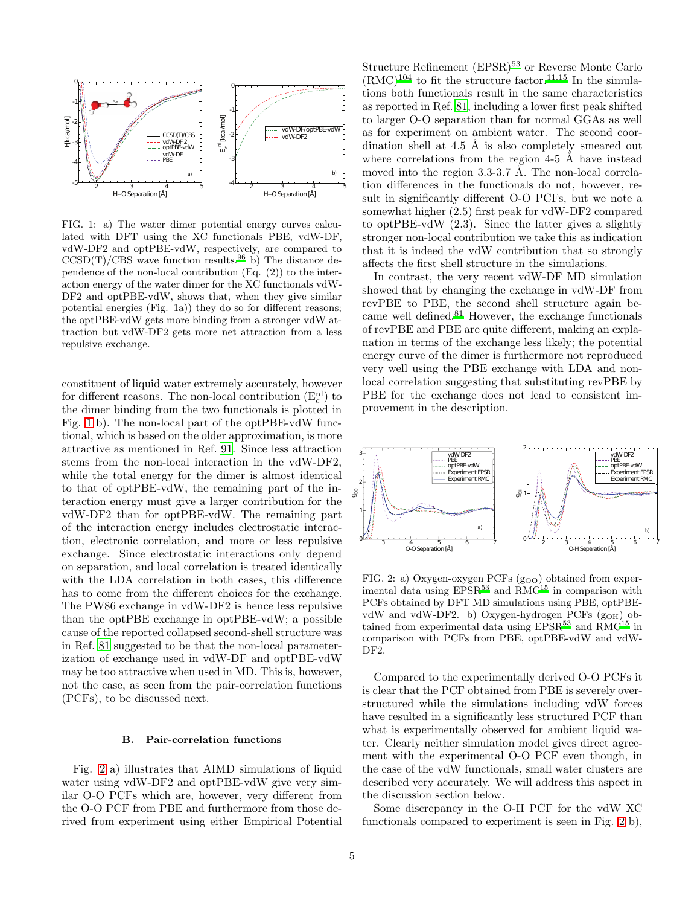FIG. 1: a) The water dimer potential energy curves calculated with DFT using the XC functionals PBE, vdW-DF, vdW-DF2 and optPBE-vdW, respectively, are compared to CCSD(T)/CBS wave function results.[96] b) The distance dependence of the non-local contribution (Eq. (2)) to the interaction energy of the water dimer for the XC functionals vdW-DF2 and optPBE-vdW, shows that, when they give similar potential energies (Fig. 1a)) they do so for different reasons; the optPBE-vdW gets more binding from a stronger vdW attraction but vdW-DF2 gets more net attraction from a less repulsive exchange.

constituent of liquid water extremely accurately, however for different reasons. The non-local contribution ($E_c^{nl}$) to the dimer binding from the two functionals is plotted in Fig. 1 b). The non-local part of the optPBE-vdW functional, which is based on the older approximation, is more attractive as mentioned in Ref. 91. Since less attraction stems from the non-local interaction in the vdW-DF2, while the total energy for the dimer is almost identical to that of optPBE-vdW, the remaining part of the interaction energy must give a larger contribution for the vdW-DF2 than for optPBE-vdW. The remaining part of the interaction energy includes electrostatic interaction, electronic correlation, and more or less repulsive exchange. Since electrostatic interactions only depend on separation, and local correlation is treated identically with the LDA correlation in both cases, this difference has to come from the different choices for the exchange. The PW86 exchange in vdW-DF2 is hence less repulsive than the optPBE exchange in optPBE-vdW; a possible cause of the reported collapsed second-shell structure was in Ref. 81 suggested to be that the non-local parameterization of exchange used in vdW-DF and optPBE-vdW may be too attractive when used in MD. This is, however, not the case, as seen from the pair-correlation functions (PCFs), to be discussed next.

### B. Pair-correlation functions

Fig. 2 a) illustrates that AIMD simulations of liquid water using vdW-DF2 and optPBE-vdW give very similar O-O PCFs which are, however, very different from the O-O PCF from PBE and furthermore from those derived from experiment using either Empirical Potential Structure Refinement (EPSR)[53] or Reverse Monte Carlo (RMC)[104] to fit the structure factor.[11,15] In the simulations both functionals result in the same characteristics as reported in Ref. 81, including a lower first peak shifted to larger O-O separation than for normal GGAs as well as for experiment on ambient water. The second coordination shell at 4.5 Å is also completely smeared out where correlations from the region 4-5 Å have instead moved into the region 3.3-3.7 Å. The non-local correlation differences in the functionals do not, however, result in significantly different O-O PCFs, but we note a somewhat higher (2.5) first peak for vdW-DF2 compared to optPBE-vdW (2.3). Since the latter gives a slightly stronger non-local contribution we take this as indication that it is indeed the vdW contribution that so strongly affects the first shell structure in the simulations.

In contrast, the very recent vdW-DF MD simulation showed that by changing the exchange in vdW-DF from revPBE to PBE, the second shell structure again became well defined.[81] However, the exchange functionals of revPBE and PBE are quite different, making an explanation in terms of the exchange less likely; the potential energy curve of the dimer is furthermore not reproduced very well using the PBE exchange with LDA and non-local correlation suggesting that substituting revPBE by PBE for the exchange does not lead to consistent improvement in the description.

FIG. 2: a) Oxygen-oxygen PCFs ($g_{OO}$) obtained from experimental data using EPSR[53] and RMC[15] in comparison with PCFs obtained by DFT MD simulations using PBE, optPBE-vdW and vdW-DF2. b) Oxygen-hydrogen PCFs ($g_{OH}$) obtained from experimental data using EPSR[53] and RMC[15] in comparison with PCFs from PBE, optPBE-vdW and vdW-DF2.

Compared to the experimentally derived O-O PCFs it is clear that the PCF obtained from PBE is severely overstructured while the simulations including vdW forces have resulted in a significantly less structured PCF than what is experimentally observed for ambient liquid water. Clearly neither simulation model gives direct agreement with the experimental O-O PCF even though, in the case of the vdW functionals, small water clusters are described very accurately. We will address this aspect in the discussion section below.

Some discrepancy in the O-H PCF for the vdW XC functionals compared to experiment is seen in Fig. 2 b),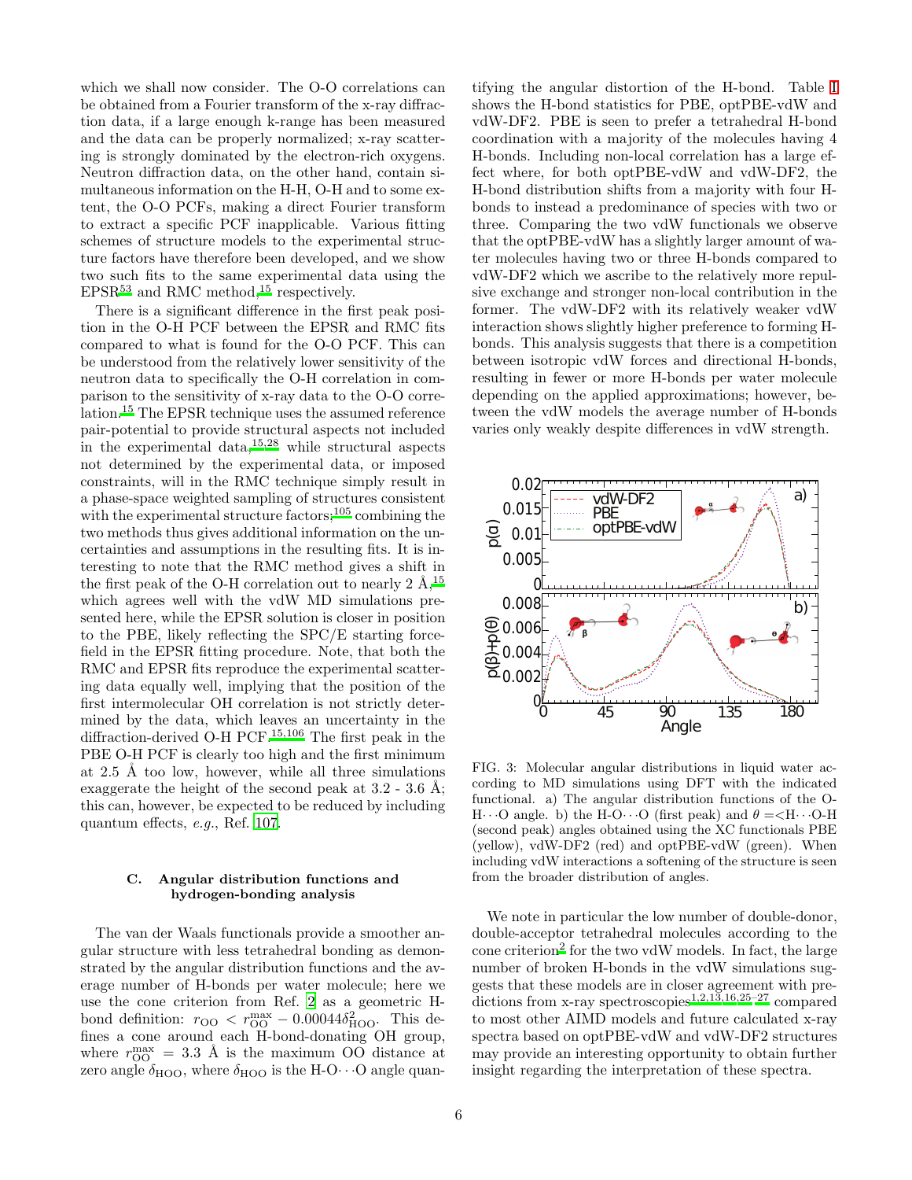which we shall now consider. The O-O correlations can be obtained from a Fourier transform of the x-ray diffraction data, if a large enough k-range has been measured and the data can be properly normalized; x-ray scattering is strongly dominated by the electron-rich oxygens. Neutron diffraction data, on the other hand, contain simultaneous information on the H-H, O-H and to some extent, the O-O PCFs, making a direct Fourier transform to extract a specific PCF inapplicable. Various fitting schemes of structure models to the experimental structure factors have therefore been developed, and we show two such fits to the same experimental data using the EPSR[53] and RMC method,[15] respectively.

There is a significant difference in the first peak position in the O-H PCF between the EPSR and RMC fits compared to what is found for the O-O PCF. This can be understood from the relatively lower sensitivity of the neutron data to specifically the O-H correlation in comparison to the sensitivity of x-ray data to the O-O correlation.[15] The EPSR technique uses the assumed reference pair-potential to provide structural aspects not included in the experimental data,[15,28] while structural aspects not determined by the experimental data, or imposed constraints, will in the RMC technique simply result in a phase-space weighted sampling of structures consistent with the experimental structure factors;[105] combining the two methods thus gives additional information on the uncertainties and assumptions in the resulting fits. It is interesting to note that the RMC method gives a shift in the first peak of the O-H correlation out to nearly 2 Å,[15] which agrees well with the vdW MD simulations presented here, while the EPSR solution is closer in position to the PBE, likely reflecting the SPC/E starting forcefield in the EPSR fitting procedure. Note, that both the RMC and EPSR fits reproduce the experimental scattering data equally well, implying that the position of the first intermolecular OH correlation is not strictly determined by the data, which leaves an uncertainty in the diffraction-derived O-H PCF.[15,106] The first peak in the PBE O-H PCF is clearly too high and the first minimum at 2.5 Å too low, however, while all three simulations exaggerate the height of the second peak at 3.2 - 3.6 Å; this can, however, be expected to be reduced by including quantum effects, *e.g.*, Ref. 107.

### C. Angular distribution functions and hydrogen-bonding analysis

The van der Waals functionals provide a smoother angular structure with less tetrahedral bonding as demonstrated by the angular distribution functions and the average number of H-bonds per water molecule; here we use the cone criterion from Ref. 2 as a geometric H-bond definition: $r_{OO} < r_{OO}^{max} - 0.00044\delta_{HOO}^2$. This defines a cone around each H-bond-donating OH group, where $r_{OO}^{max} = 3.3$ Å is the maximum OO distance at zero angle $\delta_{HOO}$, where $\delta_{HOO}$ is the H-O$\cdots$O angle quantifying the angular distortion of the H-bond. Table I shows the H-bond statistics for PBE, optPBE-vdW and vdW-DF2. PBE is seen to prefer a tetrahedral H-bond coordination with a majority of the molecules having 4 H-bonds. Including non-local correlation has a large effect where, for both optPBE-vdW and vdW-DF2, the H-bond distribution shifts from a majority with four H-bonds to instead a predominance of species with two or three. Comparing the two vdW functionals we observe that the optPBE-vdW has a slightly larger amount of water molecules having two or three H-bonds compared to vdW-DF2 which we ascribe to the relatively more repulsive exchange and stronger non-local contribution in the former. The vdW-DF2 with its relatively weaker vdW interaction shows slightly higher preference to forming H-bonds. This analysis suggests that there is a competition between isotropic vdW forces and directional H-bonds, resulting in fewer or more H-bonds per water molecule depending on the applied approximations; however, between the vdW models the average number of H-bonds varies only weakly despite differences in vdW strength.

FIG. 3: Molecular angular distributions in liquid water according to MD simulations using DFT with the indicated functional. a) The angular distribution functions of the O-H$\cdots$O angle. b) the H-O$\cdots$O (first peak) and $\theta =$<H$\cdots$O-H (second peak) angles obtained using the XC functionals PBE (yellow), vdW-DF2 (red) and optPBE-vdW (green). When including vdW interactions a softening of the structure is seen from the broader distribution of angles.

We note in particular the low number of double-donor, double-acceptor tetrahedral molecules according to the cone criterion[2] for the two vdW models. In fact, the large number of broken H-bonds in the vdW simulations suggests that these models are in closer agreement with predictions from x-ray spectroscopies[1,2,13,16,25–27] compared to most other AIMD models and future calculated x-ray spectra based on optPBE-vdW and vdW-DF2 structures may provide an interesting opportunity to obtain further insight regarding the interpretation of these spectra.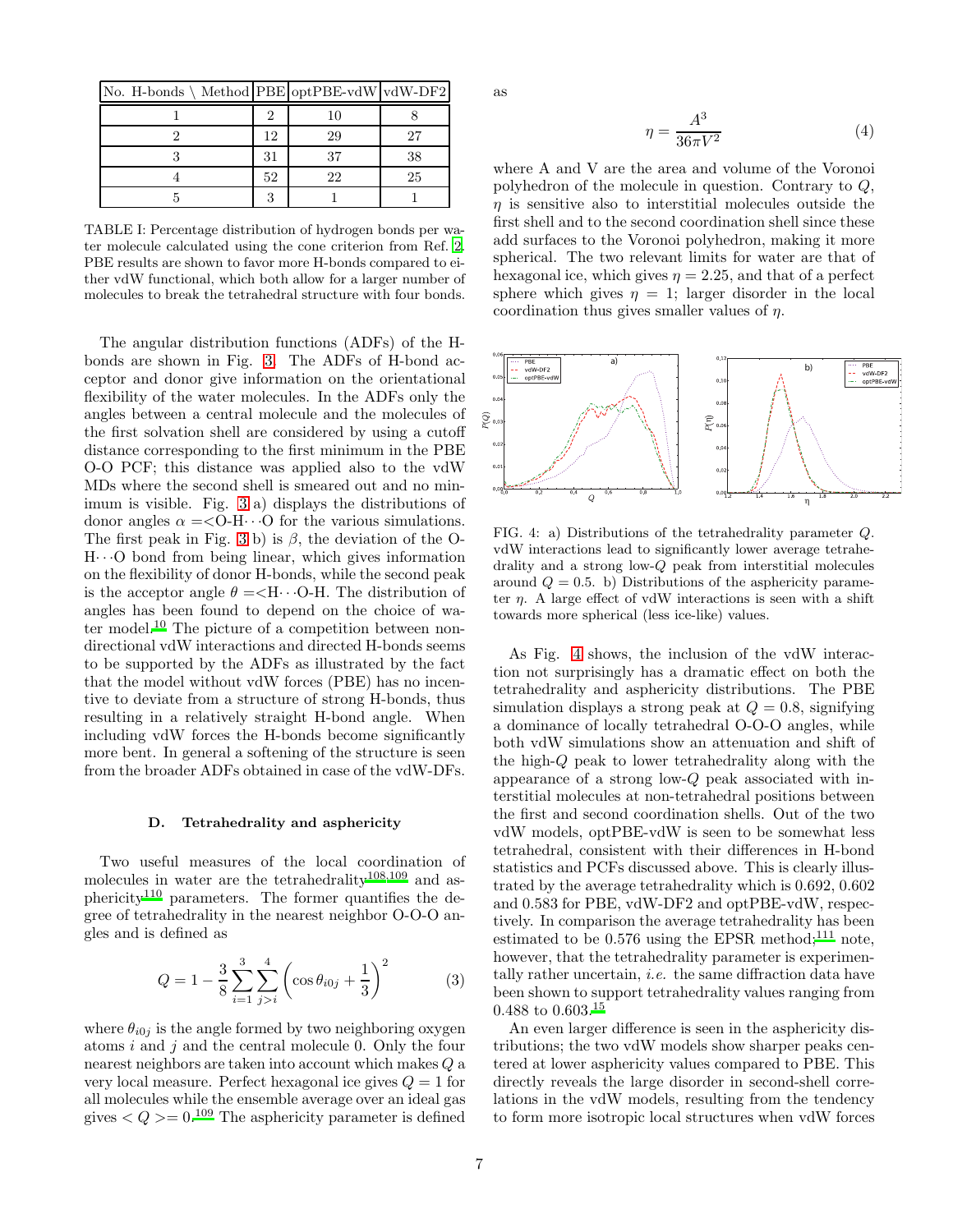| No. H-bonds \ Method | PBE | optPBE-vdW | vdW-DF2 |
|---|---|---|---|
| 1 | 2 | 10 | 8 |
| 2 | 12 | 29 | 27 |
| 3 | 31 | 37 | 38 |
| 4 | 52 | 22 | 25 |
| 5 | 3 | 1 | 1 |

TABLE I: Percentage distribution of hydrogen bonds per water molecule calculated using the cone criterion from Ref. 2. PBE results are shown to favor more H-bonds compared to either vdW functional, which both allow for a larger number of molecules to break the tetrahedral structure with four bonds.

The angular distribution functions (ADFs) of the H-bonds are shown in Fig. 3. The ADFs of H-bond acceptor and donor give information on the orientational flexibility of the water molecules. In the ADFs only the angles between a central molecule and the molecules of the first solvation shell are considered by using a cutoff distance corresponding to the first minimum in the PBE O-O PCF; this distance was applied also to the vdW MDs where the second shell is smeared out and no minimum is visible. Fig. 3 a) displays the distributions of donor angles $\alpha = <$O-H$\cdots$O for the various simulations. The first peak in Fig. 3 b) is $\beta$, the deviation of the O-H$\cdots$O bond from being linear, which gives information on the flexibility of donor H-bonds, while the second peak is the acceptor angle $\theta = <$H$\cdots$O-H. The distribution of angles has been found to depend on the choice of water model.[10] The picture of a competition between non-directional vdW interactions and directed H-bonds seems to be supported by the ADFs as illustrated by the fact that the model without vdW forces (PBE) has no incentive to deviate from a structure of strong H-bonds, thus resulting in a relatively straight H-bond angle. When including vdW forces the H-bonds become significantly more bent. In general a softening of the structure is seen from the broader ADFs obtained in case of the vdW-DFs.

### D. Tetrahedrality and asphericity

Two useful measures of the local coordination of molecules in water are the tetrahedrality[108,109] and asphericity[110] parameters. The former quantifies the degree of tetrahedrality in the nearest neighbor O-O-O angles and is defined as

$$Q = 1 - \frac{3}{8}\sum_{i=1}^{3}\sum_{j>i}^{4}\left(\cos\theta_{i0j} + \frac{1}{3}\right)^2 \tag{3}$$

where $\theta_{i0j}$ is the angle formed by two neighboring oxygen atoms $i$ and $j$ and the central molecule 0. Only the four nearest neighbors are taken into account which makes $Q$ a very local measure. Perfect hexagonal ice gives $Q = 1$ for all molecules while the ensemble average over an ideal gas gives $<Q>= 0$.[109] The asphericity parameter is defined as

$$\eta = \frac{A^3}{36\pi V^2} \tag{4}$$

where A and V are the area and volume of the Voronoi polyhedron of the molecule in question. Contrary to $Q$, $\eta$ is sensitive also to interstitial molecules outside the first shell and to the second coordination shell since these add surfaces to the Voronoi polyhedron, making it more spherical. The two relevant limits for water are that of hexagonal ice, which gives $\eta = 2.25$, and that of a perfect sphere which gives $\eta = 1$; larger disorder in the local coordination thus gives smaller values of $\eta$.

FIG. 4: a) Distributions of the tetrahedrality parameter $Q$. vdW interactions lead to significantly lower average tetrahedrality and a strong low-$Q$ peak from interstitial molecules around $Q = 0.5$. b) Distributions of the asphericity parameter $\eta$. A large effect of vdW interactions is seen with a shift towards more spherical (less ice-like) values.

As Fig. 4 shows, the inclusion of the vdW interaction not surprisingly has a dramatic effect on both the tetrahedrality and asphericity distributions. The PBE simulation displays a strong peak at $Q = 0.8$, signifying a dominance of locally tetrahedral O-O-O angles, while both vdW simulations show an attenuation and shift of the high-$Q$ peak to lower tetrahedrality along with the appearance of a strong low-$Q$ peak associated with interstitial molecules at non-tetrahedral positions between the first and second coordination shells. Out of the two vdW models, optPBE-vdW is seen to be somewhat less tetrahedral, consistent with their differences in H-bond statistics and PCFs discussed above. This is clearly illustrated by the average tetrahedrality which is 0.692, 0.602 and 0.583 for PBE, vdW-DF2 and optPBE-vdW, respectively. In comparison the average tetrahedrality has been estimated to be 0.576 using the EPSR method;[111] note, however, that the tetrahedrality parameter is experimentally rather uncertain, *i.e.* the same diffraction data have been shown to support tetrahedrality values ranging from 0.488 to 0.603.[15]

An even larger difference is seen in the asphericity distributions; the two vdW models show sharper peaks centered at lower asphericity values compared to PBE. This directly reveals the large disorder in second-shell correlations in the vdW models, resulting from the tendency to form more isotropic local structures when vdW forces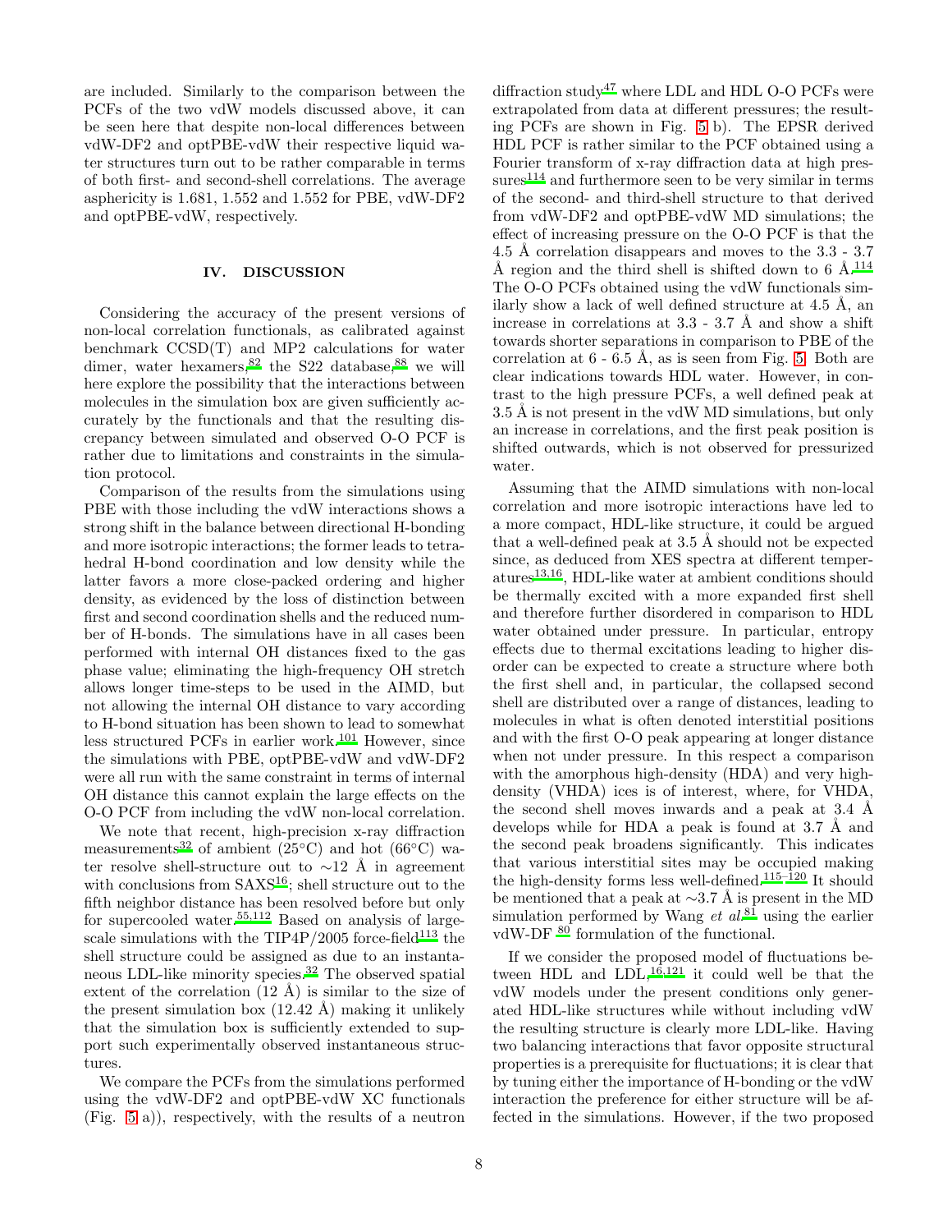are included. Similarly to the comparison between the PCFs of the two vdW models discussed above, it can be seen here that despite non-local differences between vdW-DF2 and optPBE-vdW their respective liquid water structures turn out to be rather comparable in terms of both first- and second-shell correlations. The average asphericity is 1.681, 1.552 and 1.552 for PBE, vdW-DF2 and optPBE-vdW, respectively.

## IV. DISCUSSION

Considering the accuracy of the present versions of non-local correlation functionals, as calibrated against benchmark CCSD(T) and MP2 calculations for water dimer, water hexamers,[82] the S22 database,[88] we will here explore the possibility that the interactions between molecules in the simulation box are given sufficiently accurately by the functionals and that the resulting discrepancy between simulated and observed O-O PCF is rather due to limitations and constraints in the simulation protocol.

Comparison of the results from the simulations using PBE with those including the vdW interactions shows a strong shift in the balance between directional H-bonding and more isotropic interactions; the former leads to tetrahedral H-bond coordination and low density while the latter favors a more close-packed ordering and higher density, as evidenced by the loss of distinction between first and second coordination shells and the reduced number of H-bonds. The simulations have in all cases been performed with internal OH distances fixed to the gas phase value; eliminating the high-frequency OH stretch allows longer time-steps to be used in the AIMD, but not allowing the internal OH distance to vary according to H-bond situation has been shown to lead to somewhat less structured PCFs in earlier work.[101] However, since the simulations with PBE, optPBE-vdW and vdW-DF2 were all run with the same constraint in terms of internal OH distance this cannot explain the large effects on the O-O PCF from including the vdW non-local correlation.

We note that recent, high-precision x-ray diffraction measurements[32] of ambient (25°C) and hot (66°C) water resolve shell-structure out to ∼12 Å in agreement with conclusions from SAXS[16]; shell structure out to the fifth neighbor distance has been resolved before but only for supercooled water.[55,112] Based on analysis of large-scale simulations with the TIP4P/2005 force-field[113] the shell structure could be assigned as due to an instantaneous LDL-like minority species.[32] The observed spatial extent of the correlation (12 Å) is similar to the size of the present simulation box (12.42 Å) making it unlikely that the simulation box is sufficiently extended to support such experimentally observed instantaneous structures.

We compare the PCFs from the simulations performed using the vdW-DF2 and optPBE-vdW XC functionals (Fig. 5 a)), respectively, with the results of a neutron diffraction study[47] where LDL and HDL O-O PCFs were extrapolated from data at different pressures; the resulting PCFs are shown in Fig. 5 b). The EPSR derived HDL PCF is rather similar to the PCF obtained using a Fourier transform of x-ray diffraction data at high pressures[114] and furthermore seen to be very similar in terms of the second- and third-shell structure to that derived from vdW-DF2 and optPBE-vdW MD simulations; the effect of increasing pressure on the O-O PCF is that the 4.5 Å correlation disappears and moves to the 3.3 - 3.7 Å region and the third shell is shifted down to 6 Å.[114] The O-O PCFs obtained using the vdW functionals similarly show a lack of well defined structure at 4.5 Å, an increase in correlations at 3.3 - 3.7 Å and show a shift towards shorter separations in comparison to PBE of the correlation at 6 - 6.5 Å, as is seen from Fig. 5. Both are clear indications towards HDL water. However, in contrast to the high pressure PCFs, a well defined peak at 3.5 Å is not present in the vdW MD simulations, but only an increase in correlations, and the first peak position is shifted outwards, which is not observed for pressurized water.

Assuming that the AIMD simulations with non-local correlation and more isotropic interactions have led to a more compact, HDL-like structure, it could be argued that a well-defined peak at 3.5 Å should not be expected since, as deduced from XES spectra at different temperatures[13,16], HDL-like water at ambient conditions should be thermally excited with a more expanded first shell and therefore further disordered in comparison to HDL water obtained under pressure. In particular, entropy effects due to thermal excitations leading to higher disorder can be expected to create a structure where both the first shell and, in particular, the collapsed second shell are distributed over a range of distances, leading to molecules in what is often denoted interstitial positions and with the first O-O peak appearing at longer distance when not under pressure. In this respect a comparison with the amorphous high-density (HDA) and very high-density (VHDA) ices is of interest, where, for VHDA, the second shell moves inwards and a peak at 3.4 Å develops while for HDA a peak is found at 3.7 Å and the second peak broadens significantly. This indicates that various interstitial sites may be occupied making the high-density forms less well-defined.[115–120] It should be mentioned that a peak at ∼3.7 Å is present in the MD simulation performed by Wang *et al.*[81] using the earlier vdW-DF [80] formulation of the functional.

If we consider the proposed model of fluctuations between HDL and LDL,[16,121] it could well be that the vdW models under the present conditions only generated HDL-like structures while without including vdW the resulting structure is clearly more LDL-like. Having two balancing interactions that favor opposite structural properties is a prerequisite for fluctuations; it is clear that by tuning either the importance of H-bonding or the vdW interaction the preference for either structure will be affected in the simulations. However, if the two proposed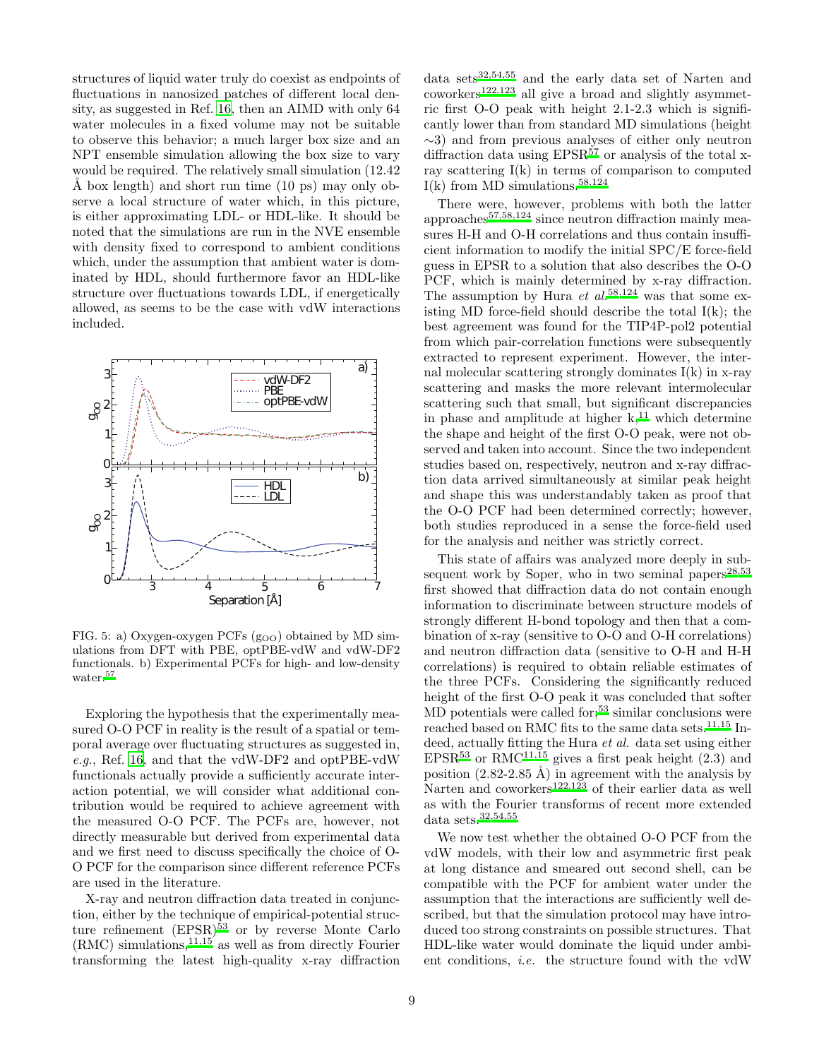structures of liquid water truly do coexist as endpoints of fluctuations in nanosized patches of different local density, as suggested in Ref. 16, then an AIMD with only 64 water molecules in a fixed volume may not be suitable to observe this behavior; a much larger box size and an NPT ensemble simulation allowing the box size to vary would be required. The relatively small simulation (12.42 Å box length) and short run time (10 ps) may only observe a local structure of water which, in this picture, is either approximating LDL- or HDL-like. It should be noted that the simulations are run in the NVE ensemble with density fixed to correspond to ambient conditions which, under the assumption that ambient water is dominated by HDL, should furthermore favor an HDL-like structure over fluctuations towards LDL, if energetically allowed, as seems to be the case with vdW interactions included.

FIG. 5: a) Oxygen-oxygen PCFs ($g_{OO}$) obtained by MD simulations from DFT with PBE, optPBE-vdW and vdW-DF2 functionals. b) Experimental PCFs for high- and low-density water.[57]

Exploring the hypothesis that the experimentally measured O-O PCF in reality is the result of a spatial or temporal average over fluctuating structures as suggested in, *e.g.*, Ref. 16, and that the vdW-DF2 and optPBE-vdW functionals actually provide a sufficiently accurate interaction potential, we will consider what additional contribution would be required to achieve agreement with the measured O-O PCF. The PCFs are, however, not directly measurable but derived from experimental data and we first need to discuss specifically the choice of O-O PCF for the comparison since different reference PCFs are used in the literature.

X-ray and neutron diffraction data treated in conjunction, either by the technique of empirical-potential structure refinement (EPSR)[53] or by reverse Monte Carlo (RMC) simulations,[11,15] as well as from directly Fourier transforming the latest high-quality x-ray diffraction data sets[32,54,55] and the early data set of Narten and coworkers[122,123] all give a broad and slightly asymmetric first O-O peak with height 2.1-2.3 which is significantly lower than from standard MD simulations (height ∼3) and from previous analyses of either only neutron diffraction data using EPSR[57] or analysis of the total x-ray scattering I(k) in terms of comparison to computed I(k) from MD simulations.[58,124]

There were, however, problems with both the latter approaches[57,58,124] since neutron diffraction mainly measures H-H and O-H correlations and thus contain insufficient information to modify the initial SPC/E force-field guess in EPSR to a solution that also describes the O-O PCF, which is mainly determined by x-ray diffraction. The assumption by Hura *et al.*[58,124] was that some existing MD force-field should describe the total I(k); the best agreement was found for the TIP4P-pol2 potential from which pair-correlation functions were subsequently extracted to represent experiment. However, the internal molecular scattering strongly dominates I(k) in x-ray scattering and masks the more relevant intermolecular scattering such that small, but significant discrepancies in phase and amplitude at higher k,[11] which determine the shape and height of the first O-O peak, were not observed and taken into account. Since the two independent studies based on, respectively, neutron and x-ray diffraction data arrived simultaneously at similar peak height and shape this was understandably taken as proof that the O-O PCF had been determined correctly; however, both studies reproduced in a sense the force-field used for the analysis and neither was strictly correct.

This state of affairs was analyzed more deeply in subsequent work by Soper, who in two seminal papers[28,53] first showed that diffraction data do not contain enough information to discriminate between structure models of strongly different H-bond topology and then that a combination of x-ray (sensitive to O-O and O-H correlations) and neutron diffraction data (sensitive to O-H and H-H correlations) is required to obtain reliable estimates of the three PCFs. Considering the significantly reduced height of the first O-O peak it was concluded that softer MD potentials were called for;[53] similar conclusions were reached based on RMC fits to the same data sets.[11,15] Indeed, actually fitting the Hura *et al.* data set using either EPSR[53] or RMC[11,15] gives a first peak height (2.3) and position (2.82-2.85 Å) in agreement with the analysis by Narten and coworkers[122,123] of their earlier data as well as with the Fourier transforms of recent more extended data sets.[32,54,55]

We now test whether the obtained O-O PCF from the vdW models, with their low and asymmetric first peak at long distance and smeared out second shell, can be compatible with the PCF for ambient water under the assumption that the interactions are sufficiently well described, but that the simulation protocol may have introduced too strong constraints on possible structures. That HDL-like water would dominate the liquid under ambient conditions, *i.e.* the structure found with the vdW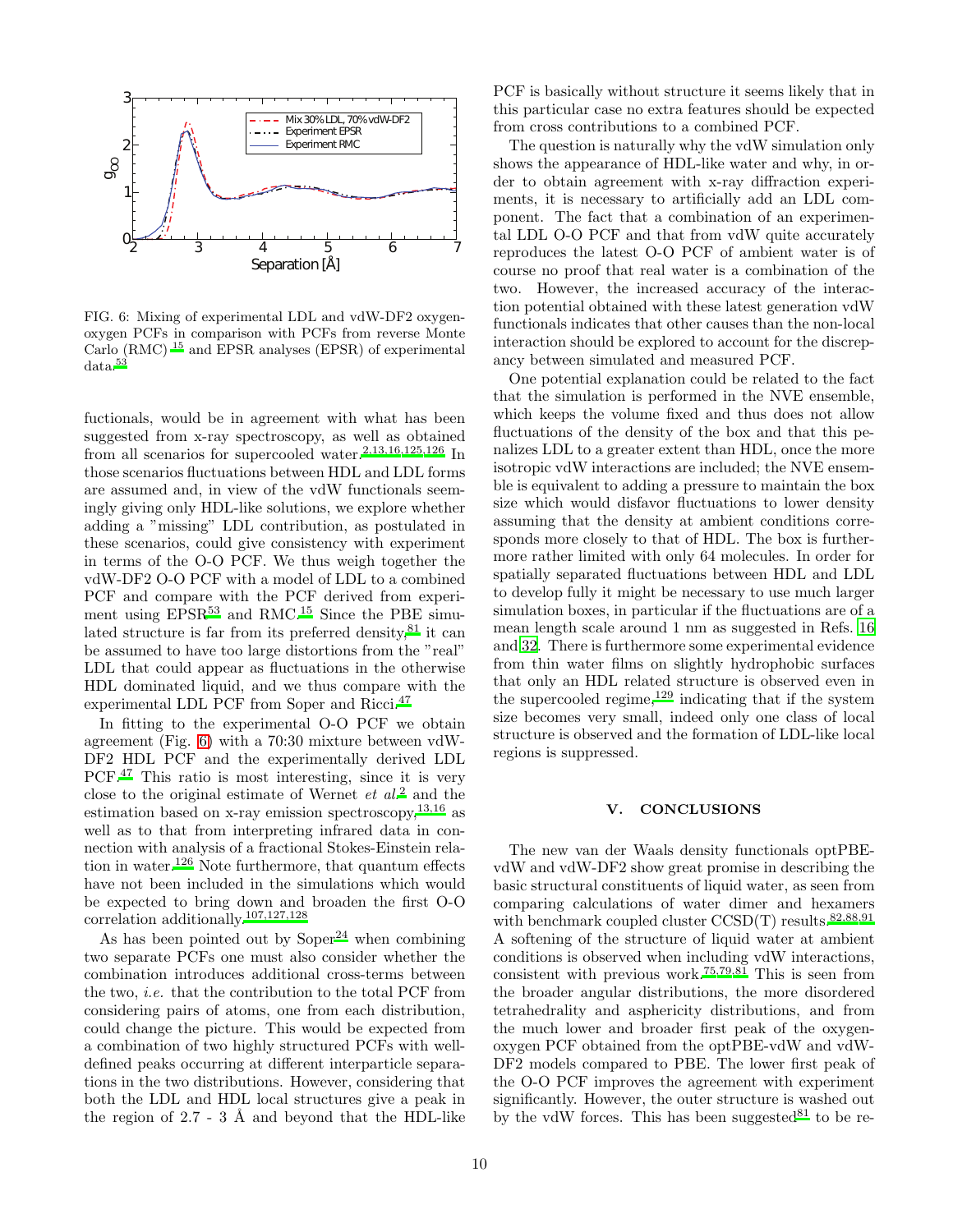FIG. 6: Mixing of experimental LDL and vdW-DF2 oxygen-oxygen PCFs in comparison with PCFs from reverse Monte Carlo (RMC)[15] and EPSR analyses (EPSR) of experimental data.[53]

fuctionals, would be in agreement with what has been suggested from x-ray spectroscopy, as well as obtained from all scenarios for supercooled water.[2,13,16,125,126] In those scenarios fluctuations between HDL and LDL forms are assumed and, in view of the vdW functionals seemingly giving only HDL-like solutions, we explore whether adding a "missing" LDL contribution, as postulated in these scenarios, could give consistency with experiment in terms of the O-O PCF. We thus weigh together the vdW-DF2 O-O PCF with a model of LDL to a combined PCF and compare with the PCF derived from experiment using EPSR[53] and RMC.[15] Since the PBE simulated structure is far from its preferred density,[81] it can be assumed to have too large distortions from the "real" LDL that could appear as fluctuations in the otherwise HDL dominated liquid, and we thus compare with the experimental LDL PCF from Soper and Ricci.[47]

In fitting to the experimental O-O PCF we obtain agreement (Fig. 6) with a 70:30 mixture between vdW-DF2 HDL PCF and the experimentally derived LDL PCF.[47] This ratio is most interesting, since it is very close to the original estimate of Wernet *et al.*[2] and the estimation based on x-ray emission spectroscopy,[13,16] as well as to that from interpreting infrared data in connection with analysis of a fractional Stokes-Einstein relation in water.[126] Note furthermore, that quantum effects have not been included in the simulations which would be expected to bring down and broaden the first O-O correlation additionally.[107,127,128]

As has been pointed out by Soper[24] when combining two separate PCFs one must also consider whether the combination introduces additional cross-terms between the two, *i.e.* that the contribution to the total PCF from considering pairs of atoms, one from each distribution, could change the picture. This would be expected from a combination of two highly structured PCFs with well-defined peaks occurring at different interparticle separations in the two distributions. However, considering that both the LDL and HDL local structures give a peak in the region of 2.7 - 3 Å and beyond that the HDL-like PCF is basically without structure it seems likely that in this particular case no extra features should be expected from cross contributions to a combined PCF.

The question is naturally why the vdW simulation only shows the appearance of HDL-like water and why, in order to obtain agreement with x-ray diffraction experiments, it is necessary to artificially add an LDL component. The fact that a combination of an experimental LDL O-O PCF and that from vdW quite accurately reproduces the latest O-O PCF of ambient water is of course no proof that real water is a combination of the two. However, the increased accuracy of the interaction potential obtained with these latest generation vdW functionals indicates that other causes than the non-local interaction should be explored to account for the discrepancy between simulated and measured PCF.

One potential explanation could be related to the fact that the simulation is performed in the NVE ensemble, which keeps the volume fixed and thus does not allow fluctuations of the density of the box and that this penalizes LDL to a greater extent than HDL, once the more isotropic vdW interactions are included; the NVE ensemble is equivalent to adding a pressure to maintain the box size which would disfavor fluctuations to lower density assuming that the density at ambient conditions corresponds more closely to that of HDL. The box is furthermore rather limited with only 64 molecules. In order for spatially separated fluctuations between HDL and LDL to develop fully it might be necessary to use much larger simulation boxes, in particular if the fluctuations are of a mean length scale around 1 nm as suggested in Refs. 16 and 32. There is furthermore some experimental evidence from thin water films on slightly hydrophobic surfaces that only an HDL related structure is observed even in the supercooled regime,[129] indicating that if the system size becomes very small, indeed only one class of local structure is observed and the formation of LDL-like local regions is suppressed.

## V. CONCLUSIONS

The new van der Waals density functionals optPBE-vdW and vdW-DF2 show great promise in describing the basic structural constituents of liquid water, as seen from comparing calculations of water dimer and hexamers with benchmark coupled cluster CCSD(T) results.[82,88,91] A softening of the structure of liquid water at ambient conditions is observed when including vdW interactions, consistent with previous work.[75,79,81] This is seen from the broader angular distributions, the more disordered tetrahedrality and asphericity distributions, and from the much lower and broader first peak of the oxygen-oxygen PCF obtained from the optPBE-vdW and vdW-DF2 models compared to PBE. The lower first peak of the O-O PCF improves the agreement with experiment significantly. However, the outer structure is washed out by the vdW forces. This has been suggested[81] to be re-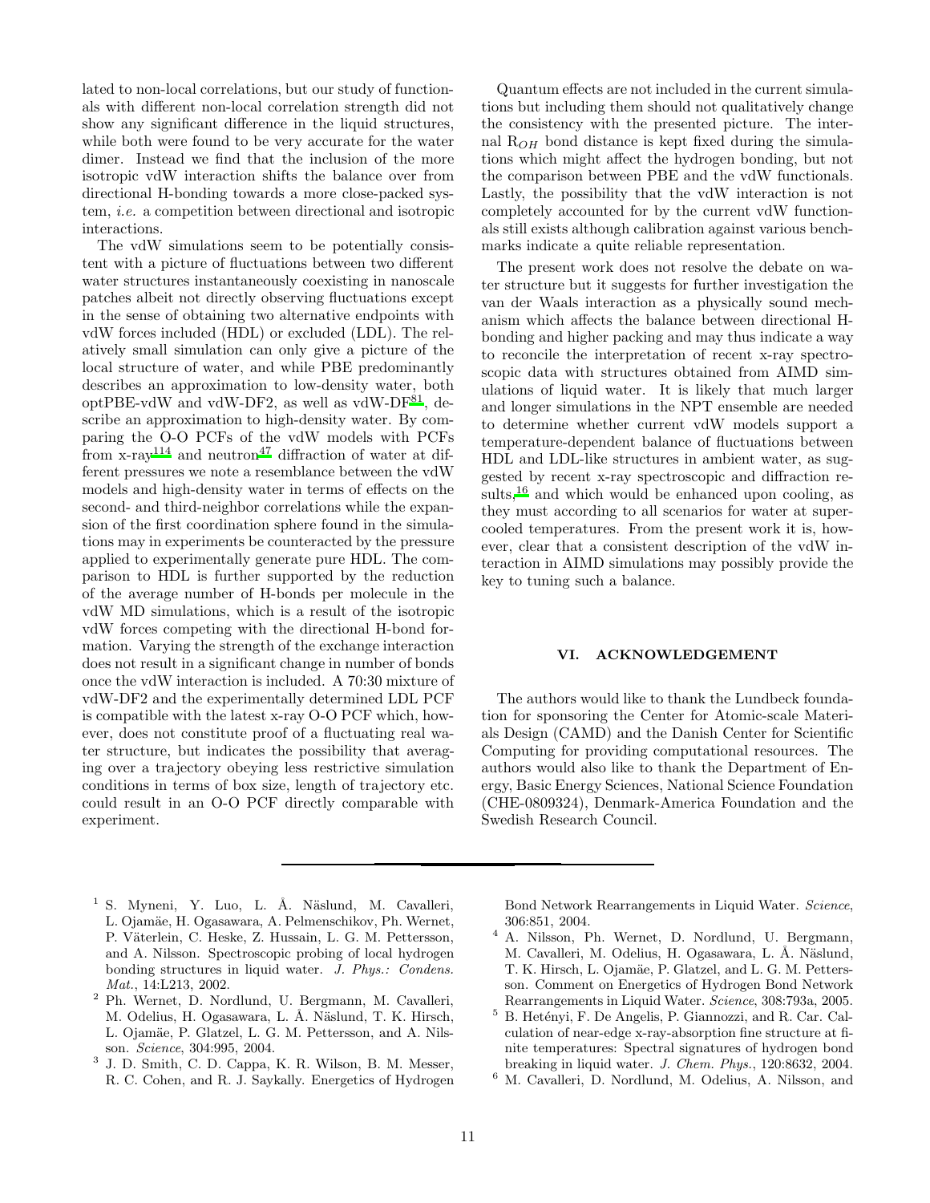lated to non-local correlations, but our study of functionals with different non-local correlation strength did not show any significant difference in the liquid structures, while both were found to be very accurate for the water dimer. Instead we find that the inclusion of the more isotropic vdW interaction shifts the balance over from directional H-bonding towards a more close-packed system, *i.e.* a competition between directional and isotropic interactions.

The vdW simulations seem to be potentially consistent with a picture of fluctuations between two different water structures instantaneously coexisting in nanoscale patches albeit not directly observing fluctuations except in the sense of obtaining two alternative endpoints with vdW forces included (HDL) or excluded (LDL). The relatively small simulation can only give a picture of the local structure of water, and while PBE predominantly describes an approximation to low-density water, both optPBE-vdW and vdW-DF2, as well as vdW-DF[81], describe an approximation to high-density water. By comparing the O-O PCFs of the vdW models with PCFs from x-ray[114] and neutron[47] diffraction of water at different pressures we note a resemblance between the vdW models and high-density water in terms of effects on the second- and third-neighbor correlations while the expansion of the first coordination sphere found in the simulations may in experiments be counteracted by the pressure applied to experimentally generate pure HDL. The comparison to HDL is further supported by the reduction of the average number of H-bonds per molecule in the vdW MD simulations, which is a result of the isotropic vdW forces competing with the directional H-bond formation. Varying the strength of the exchange interaction does not result in a significant change in number of bonds once the vdW interaction is included. A 70:30 mixture of vdW-DF2 and the experimentally determined LDL PCF is compatible with the latest x-ray O-O PCF which, however, does not constitute proof of a fluctuating real water structure, but indicates the possibility that averaging over a trajectory obeying less restrictive simulation conditions in terms of box size, length of trajectory etc. could result in an O-O PCF directly comparable with experiment.

Quantum effects are not included in the current simulations but including them should not qualitatively change the consistency with the presented picture. The internal $R_{OH}$ bond distance is kept fixed during the simulations which might affect the hydrogen bonding, but not the comparison between PBE and the vdW functionals. Lastly, the possibility that the vdW interaction is not completely accounted for by the current vdW functionals still exists although calibration against various benchmarks indicate a quite reliable representation.

The present work does not resolve the debate on water structure but it suggests for further investigation the van der Waals interaction as a physically sound mechanism which affects the balance between directional H-bonding and higher packing and may thus indicate a way to reconcile the interpretation of recent x-ray spectroscopic data with structures obtained from AIMD simulations of liquid water. It is likely that much larger and longer simulations in the NPT ensemble are needed to determine whether current vdW models support a temperature-dependent balance of fluctuations between HDL and LDL-like structures in ambient water, as suggested by recent x-ray spectroscopic and diffraction results,[16] and which would be enhanced upon cooling, as they must according to all scenarios for water at supercooled temperatures. From the present work it is, however, clear that a consistent description of the vdW interaction in AIMD simulations may possibly provide the key to tuning such a balance.

## VI. ACKNOWLEDGEMENT

The authors would like to thank the Lundbeck foundation for sponsoring the Center for Atomic-scale Materials Design (CAMD) and the Danish Center for Scientific Computing for providing computational resources. The authors would also like to thank the Department of Energy, Basic Energy Sciences, National Science Foundation (CHE-0809324), Denmark-America Foundation and the Swedish Research Council.

---

[1] S. Myneni, Y. Luo, L. Å. Näslund, M. Cavalleri, L. Ojamäe, H. Ogasawara, A. Pelmenschikov, Ph. Wernet, P. Väterlein, C. Heske, Z. Hussain, L. G. M. Pettersson, and A. Nilsson. Spectroscopic probing of local hydrogen bonding structures in liquid water. *J. Phys.: Condens. Mat.*, 14:L213, 2002.

[2] Ph. Wernet, D. Nordlund, U. Bergmann, M. Cavalleri, M. Odelius, H. Ogasawara, L. Å. Näslund, T. K. Hirsch, L. Ojamäe, P. Glatzel, L. G. M. Pettersson, and A. Nilsson. *Science*, 304:995, 2004.

[3] J. D. Smith, C. D. Cappa, K. R. Wilson, B. M. Messer, R. C. Cohen, and R. J. Saykally. Energetics of Hydrogen Bond Network Rearrangements in Liquid Water. *Science*, 306:851, 2004.

[4] A. Nilsson, Ph. Wernet, D. Nordlund, U. Bergmann, M. Cavalleri, M. Odelius, H. Ogasawara, L. Å. Näslund, T. K. Hirsch, L. Ojamäe, P. Glatzel, and L. G. M. Pettersson. Comment on Energetics of Hydrogen Bond Network Rearrangements in Liquid Water. *Science*, 308:793a, 2005.

[5] B. Hetényi, F. De Angelis, P. Giannozzi, and R. Car. Calculation of near-edge x-ray-absorption fine structure at finite temperatures: Spectral signatures of hydrogen bond breaking in liquid water. *J. Chem. Phys.*, 120:8632, 2004.

[6] M. Cavalleri, D. Nordlund, M. Odelius, A. Nilsson, and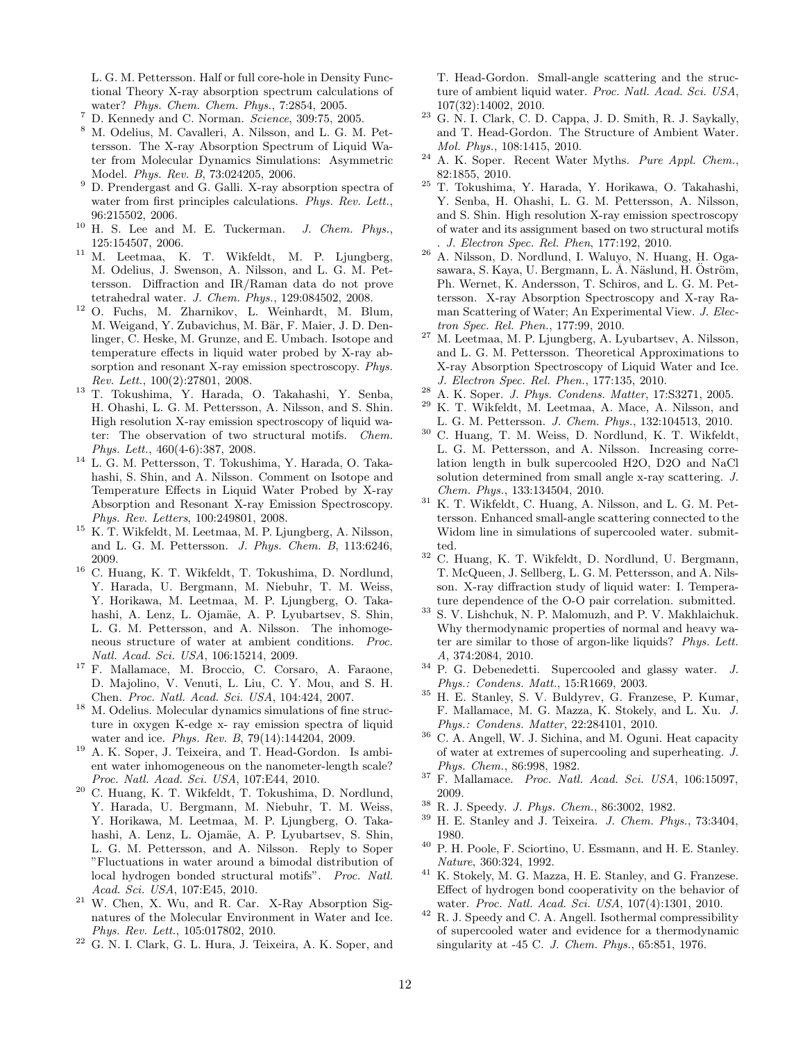L. G. M. Pettersson. Half or full core-hole in Density Functional Theory X-ray absorption spectrum calculations of water? *Phys. Chem. Chem. Phys.*, 7:2854, 2005.

[7] D. Kennedy and C. Norman. *Science*, 309:75, 2005.

[8] M. Odelius, M. Cavalleri, A. Nilsson, and L. G. M. Pettersson. The X-ray Absorption Spectrum of Liquid Water from Molecular Dynamics Simulations: Asymmetric Model. *Phys. Rev. B*, 73:024205, 2006.

[9] D. Prendergast and G. Galli. X-ray absorption spectra of water from first principles calculations. *Phys. Rev. Lett.*, 96:215502, 2006.

[10] H. S. Lee and M. E. Tuckerman. *J. Chem. Phys.*, 125:154507, 2006.

[11] M. Leetmaa, K. T. Wikfeldt, M. P. Ljungberg, M. Odelius, J. Swenson, A. Nilsson, and L. G. M. Pettersson. Diffraction and IR/Raman data do not prove tetrahedral water. *J. Chem. Phys.*, 129:084502, 2008.

[12] O. Fuchs, M. Zharnikov, L. Weinhardt, M. Blum, M. Weigand, Y. Zubavichus, M. Bär, F. Maier, J. D. Denlinger, C. Heske, M. Grunze, and E. Umbach. Isotope and temperature effects in liquid water probed by X-ray absorption and resonant X-ray emission spectroscopy. *Phys. Rev. Lett.*, 100(2):27801, 2008.

[13] T. Tokushima, Y. Harada, O. Takahashi, Y. Senba, H. Ohashi, L. G. M. Pettersson, A. Nilsson, and S. Shin. High resolution X-ray emission spectroscopy of liquid water: The observation of two structural motifs. *Chem. Phys. Lett.*, 460(4-6):387, 2008.

[14] L. G. M. Pettersson, T. Tokushima, Y. Harada, O. Takahashi, S. Shin, and A. Nilsson. Comment on Isotope and Temperature Effects in Liquid Water Probed by X-ray Absorption and Resonant X-ray Emission Spectroscopy. *Phys. Rev. Letters*, 100:249801, 2008.

[15] K. T. Wikfeldt, M. Leetmaa, M. P. Ljungberg, A. Nilsson, and L. G. M. Pettersson. *J. Phys. Chem. B*, 113:6246, 2009.

[16] C. Huang, K. T. Wikfeldt, T. Tokushima, D. Nordlund, Y. Harada, U. Bergmann, M. Niebuhr, T. M. Weiss, Y. Horikawa, M. Leetmaa, M. P. Ljungberg, O. Takahashi, A. Lenz, L. Ojamäe, A. P. Lyubartsev, S. Shin, L. G. M. Pettersson, and A. Nilsson. The inhomogeneous structure of water at ambient conditions. *Proc. Natl. Acad. Sci. USA*, 106:15214, 2009.

[17] F. Mallamace, M. Broccio, C. Corsaro, A. Faraone, D. Majolino, V. Venuti, L. Liu, C. Y. Mou, and S. H. Chen. *Proc. Natl. Acad. Sci. USA*, 104:424, 2007.

[18] M. Odelius. Molecular dynamics simulations of fine structure in oxygen K-edge x- ray emission spectra of liquid water and ice. *Phys. Rev. B*, 79(14):144204, 2009.

[19] A. K. Soper, J. Teixeira, and T. Head-Gordon. Is ambient water inhomogeneous on the nanometer-length scale? *Proc. Natl. Acad. Sci. USA*, 107:E44, 2010.

[20] C. Huang, K. T. Wikfeldt, T. Tokushima, D. Nordlund, Y. Harada, U. Bergmann, M. Niebuhr, T. M. Weiss, Y. Horikawa, M. Leetmaa, M. P. Ljungberg, O. Takahashi, A. Lenz, L. Ojamäe, A. P. Lyubartsev, S. Shin, L. G. M. Pettersson, and A. Nilsson. Reply to Soper "Fluctuations in water around a bimodal distribution of local hydrogen bonded structural motifs". *Proc. Natl. Acad. Sci. USA*, 107:E45, 2010.

[21] W. Chen, X. Wu, and R. Car. X-Ray Absorption Signatures of the Molecular Environment in Water and Ice. *Phys. Rev. Lett.*, 105:017802, 2010.

[22] G. N. I. Clark, G. L. Hura, J. Teixeira, A. K. Soper, and T. Head-Gordon. Small-angle scattering and the structure of ambient liquid water. *Proc. Natl. Acad. Sci. USA*, 107(32):14002, 2010.

[23] G. N. I. Clark, C. D. Cappa, J. D. Smith, R. J. Saykally, and T. Head-Gordon. The Structure of Ambient Water. *Mol. Phys.*, 108:1415, 2010.

[24] A. K. Soper. Recent Water Myths. *Pure Appl. Chem.*, 82:1855, 2010.

[25] T. Tokushima, Y. Harada, Y. Horikawa, O. Takahashi, Y. Senba, H. Ohashi, L. G. M. Pettersson, A. Nilsson, and S. Shin. High resolution X-ray emission spectroscopy of water and its assignment based on two structural motifs . *J. Electron Spec. Rel. Phen*, 177:192, 2010.

[26] A. Nilsson, D. Nordlund, I. Waluyo, N. Huang, H. Ogasawara, S. Kaya, U. Bergmann, L. Å. Näslund, H. Öström, Ph. Wernet, K. Andersson, T. Schiros, and L. G. M. Pettersson. X-ray Absorption Spectroscopy and X-ray Raman Scattering of Water; An Experimental View. *J. Electron Spec. Rel. Phen.*, 177:99, 2010.

[27] M. Leetmaa, M. P. Ljungberg, A. Lyubartsev, A. Nilsson, and L. G. M. Pettersson. Theoretical Approximations to X-ray Absorption Spectroscopy of Liquid Water and Ice. *J. Electron Spec. Rel. Phen.*, 177:135, 2010.

[28] A. K. Soper. *J. Phys. Condens. Matter*, 17:S3271, 2005.

[29] K. T. Wikfeldt, M. Leetmaa, A. Mace, A. Nilsson, and L. G. M. Pettersson. *J. Chem. Phys.*, 132:104513, 2010.

[30] C. Huang, T. M. Weiss, D. Nordlund, K. T. Wikfeldt, L. G. M. Pettersson, and A. Nilsson. Increasing correlation length in bulk supercooled H2O, D2O and NaCl solution determined from small angle x-ray scattering. *J. Chem. Phys.*, 133:134504, 2010.

[31] K. T. Wikfeldt, C. Huang, A. Nilsson, and L. G. M. Pettersson. Enhanced small-angle scattering connected to the Widom line in simulations of supercooled water. submitted.

[32] C. Huang, K. T. Wikfeldt, D. Nordlund, U. Bergmann, T. McQueen, J. Sellberg, L. G. M. Pettersson, and A. Nilsson. X-ray diffraction study of liquid water: I. Temperature dependence of the O-O pair correlation. submitted.

[33] S. V. Lishchuk, N. P. Malomuzh, and P. V. Makhlaichuk. Why thermodynamic properties of normal and heavy water are similar to those of argon-like liquids? *Phys. Lett. A*, 374:2084, 2010.

[34] P. G. Debenedetti. Supercooled and glassy water. *J. Phys.: Condens. Matt.*, 15:R1669, 2003.

[35] H. E. Stanley, S. V. Buldyrev, G. Franzese, P. Kumar, F. Mallamace, M. G. Mazza, K. Stokely, and L. Xu. *J. Phys.: Condens. Matter*, 22:284101, 2010.

[36] C. A. Angell, W. J. Sichina, and M. Oguni. Heat capacity of water at extremes of supercooling and superheating. *J. Phys. Chem.*, 86:998, 1982.

[37] F. Mallamace. *Proc. Natl. Acad. Sci. USA*, 106:15097, 2009.

[38] R. J. Speedy. *J. Phys. Chem.*, 86:3002, 1982.

[39] H. E. Stanley and J. Teixeira. *J. Chem. Phys.*, 73:3404, 1980.

[40] P. H. Poole, F. Sciortino, U. Essmann, and H. E. Stanley. *Nature*, 360:324, 1992.

[41] K. Stokely, M. G. Mazza, H. E. Stanley, and G. Franzese. Effect of hydrogen bond cooperativity on the behavior of water. *Proc. Natl. Acad. Sci. USA*, 107(4):1301, 2010.

[42] R. J. Speedy and C. A. Angell. Isothermal compressibility of supercooled water and evidence for a thermodynamic singularity at -45 C. *J. Chem. Phys.*, 65:851, 1976.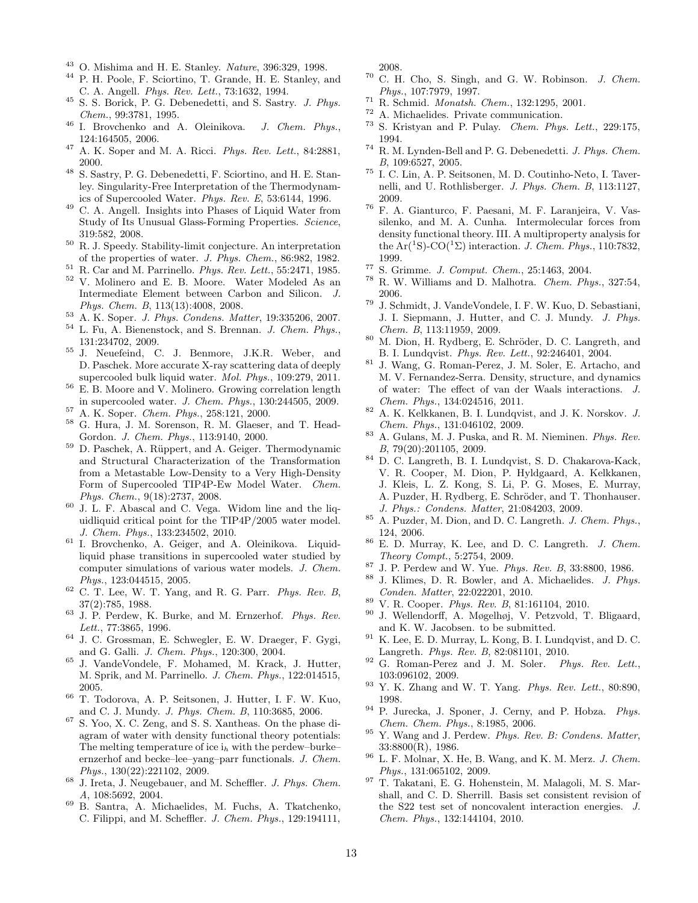[43] O. Mishima and H. E. Stanley. *Nature*, 396:329, 1998.

[44] P. H. Poole, F. Sciortino, T. Grande, H. E. Stanley, and C. A. Angell. *Phys. Rev. Lett.*, 73:1632, 1994.

[45] S. S. Borick, P. G. Debenedetti, and S. Sastry. *J. Phys. Chem.*, 99:3781, 1995.

[46] I. Brovchenko and A. Oleinikova. *J. Chem. Phys.*, 124:164505, 2006.

[47] A. K. Soper and M. A. Ricci. *Phys. Rev. Lett.*, 84:2881, 2000.

[48] S. Sastry, P. G. Debenedetti, F. Sciortino, and H. E. Stanley. Singularity-Free Interpretation of the Thermodynamics of Supercooled Water. *Phys. Rev. E*, 53:6144, 1996.

[49] C. A. Angell. Insights into Phases of Liquid Water from Study of Its Unusual Glass-Forming Properties. *Science*, 319:582, 2008.

[50] R. J. Speedy. Stability-limit conjecture. An interpretation of the properties of water. *J. Phys. Chem.*, 86:982, 1982.

[51] R. Car and M. Parrinello. *Phys. Rev. Lett.*, 55:2471, 1985.

[52] V. Molinero and E. B. Moore. Water Modeled As an Intermediate Element between Carbon and Silicon. *J. Phys. Chem. B*, 113(13):4008, 2008.

[53] A. K. Soper. *J. Phys. Condens. Matter*, 19:335206, 2007.

[54] L. Fu, A. Bienenstock, and S. Brennan. *J. Chem. Phys.*, 131:234702, 2009.

[55] J. Neuefeind, C. J. Benmore, J.K.R. Weber, and D. Paschek. More accurate X-ray scattering data of deeply supercooled bulk liquid water. *Mol. Phys.*, 109:279, 2011.

[56] E. B. Moore and V. Molinero. Growing correlation length in supercooled water. *J. Chem. Phys.*, 130:244505, 2009.

[57] A. K. Soper. *Chem. Phys.*, 258:121, 2000.

[58] G. Hura, J. M. Sorenson, R. M. Glaeser, and T. Head-Gordon. *J. Chem. Phys.*, 113:9140, 2000.

[59] D. Paschek, A. Rüppert, and A. Geiger. Thermodynamic and Structural Characterization of the Transformation from a Metastable Low-Density to a Very High-Density Form of Supercooled TIP4P-Ew Model Water. *Chem. Phys. Chem.*, 9(18):2737, 2008.

[60] J. L. F. Abascal and C. Vega. Widom line and the liquidliquid critical point for the TIP4P/2005 water model. *J. Chem. Phys.*, 133:234502, 2010.

[61] I. Brovchenko, A. Geiger, and A. Oleinikova. Liquid-liquid phase transitions in supercooled water studied by computer simulations of various water models. *J. Chem. Phys.*, 123:044515, 2005.

[62] C. T. Lee, W. T. Yang, and R. G. Parr. *Phys. Rev. B*, 37(2):785, 1988.

[63] J. P. Perdew, K. Burke, and M. Ernzerhof. *Phys. Rev. Lett.*, 77:3865, 1996.

[64] J. C. Grossman, E. Schwegler, E. W. Draeger, F. Gygi, and G. Galli. *J. Chem. Phys.*, 120:300, 2004.

[65] J. VandeVondele, F. Mohamed, M. Krack, J. Hutter, M. Sprik, and M. Parrinello. *J. Chem. Phys.*, 122:014515, 2005.

[66] T. Todorova, A. P. Seitsonen, J. Hutter, I. F. W. Kuo, and C. J. Mundy. *J. Phys. Chem. B*, 110:3685, 2006.

[67] S. Yoo, X. C. Zeng, and S. S. Xantheas. On the phase diagram of water with density functional theory potentials: The melting temperature of ice $i_h$ with the perdew–burke–ernzerhof and becke–lee–yang–parr functionals. *J. Chem. Phys.*, 130(22):221102, 2009.

[68] J. Ireta, J. Neugebauer, and M. Scheffler. *J. Phys. Chem. A*, 108:5692, 2004.

[69] B. Santra, A. Michaelides, M. Fuchs, A. Tkatchenko, C. Filippi, and M. Scheffler. *J. Chem. Phys.*, 129:194111, 2008.

[70] C. H. Cho, S. Singh, and G. W. Robinson. *J. Chem. Phys.*, 107:7979, 1997.

[71] R. Schmid. *Monatsh. Chem.*, 132:1295, 2001.

[72] A. Michaelides. Private communication.

[73] S. Kristyan and P. Pulay. *Chem. Phys. Lett.*, 229:175, 1994.

[74] R. M. Lynden-Bell and P. G. Debenedetti. *J. Phys. Chem. B*, 109:6527, 2005.

[75] I. C. Lin, A. P. Seitsonen, M. D. Coutinho-Neto, I. Tavernelli, and U. Rothlisberger. *J. Phys. Chem. B*, 113:1127, 2009.

[76] F. A. Gianturco, F. Paesani, M. F. Laranjeira, V. Vassilenko, and M. A. Cunha. Intermolecular forces from density functional theory. III. A multiproperty analysis for the $Ar(^1S)$-$CO(^1\Sigma)$ interaction. *J. Chem. Phys.*, 110:7832, 1999.

[77] S. Grimme. *J. Comput. Chem.*, 25:1463, 2004.

[78] R. W. Williams and D. Malhotra. *Chem. Phys.*, 327:54, 2006.

[79] J. Schmidt, J. VandeVondele, I. F. W. Kuo, D. Sebastiani, J. I. Siepmann, J. Hutter, and C. J. Mundy. *J. Phys. Chem. B*, 113:11959, 2009.

[80] M. Dion, H. Rydberg, E. Schröder, D. C. Langreth, and B. I. Lundqvist. *Phys. Rev. Lett.*, 92:246401, 2004.

[81] J. Wang, G. Roman-Perez, J. M. Soler, E. Artacho, and M. V. Fernandez-Serra. Density, structure, and dynamics of water: The effect of van der Waals interactions. *J. Chem. Phys.*, 134:024516, 2011.

[82] A. K. Kelkkanen, B. I. Lundqvist, and J. K. Norskov. *J. Chem. Phys.*, 131:046102, 2009.

[83] A. Gulans, M. J. Puska, and R. M. Nieminen. *Phys. Rev. B*, 79(20):201105, 2009.

[84] D. C. Langreth, B. I. Lundqvist, S. D. Chakarova-Kack, V. R. Cooper, M. Dion, P. Hyldgaard, A. Kelkkanen, J. Kleis, L. Z. Kong, S. Li, P. G. Moses, E. Murray, A. Puzder, H. Rydberg, E. Schröder, and T. Thonhauser. *J. Phys.: Condens. Matter*, 21:084203, 2009.

[85] A. Puzder, M. Dion, and D. C. Langreth. *J. Chem. Phys.*, 124, 2006.

[86] E. D. Murray, K. Lee, and D. C. Langreth. *J. Chem. Theory Compt.*, 5:2754, 2009.

[87] J. P. Perdew and W. Yue. *Phys. Rev. B*, 33:8800, 1986.

[88] J. Klimes, D. R. Bowler, and A. Michaelides. *J. Phys. Conden. Matter*, 22:022201, 2010.

[89] V. R. Cooper. *Phys. Rev. B*, 81:161104, 2010.

[90] J. Wellendorff, A. Møgelhøj, V. Petzvold, T. Bligaard, and K. W. Jacobsen. to be submitted.

[91] K. Lee, E. D. Murray, L. Kong, B. I. Lundqvist, and D. C. Langreth. *Phys. Rev. B*, 82:081101, 2010.

[92] G. Roman-Perez and J. M. Soler. *Phys. Rev. Lett.*, 103:096102, 2009.

[93] Y. K. Zhang and W. T. Yang. *Phys. Rev. Lett.*, 80:890, 1998.

[94] P. Jurecka, J. Sponer, J. Cerny, and P. Hobza. *Phys. Chem. Chem. Phys.*, 8:1985, 2006.

[95] Y. Wang and J. Perdew. *Phys. Rev. B: Condens. Matter*, 33:8800(R), 1986.

[96] L. F. Molnar, X. He, B. Wang, and K. M. Merz. *J. Chem. Phys.*, 131:065102, 2009.

[97] T. Takatani, E. G. Hohenstein, M. Malagoli, M. S. Marshall, and C. D. Sherrill. Basis set consistent revision of the S22 test set of noncovalent interaction energies. *J. Chem. Phys.*, 132:144104, 2010.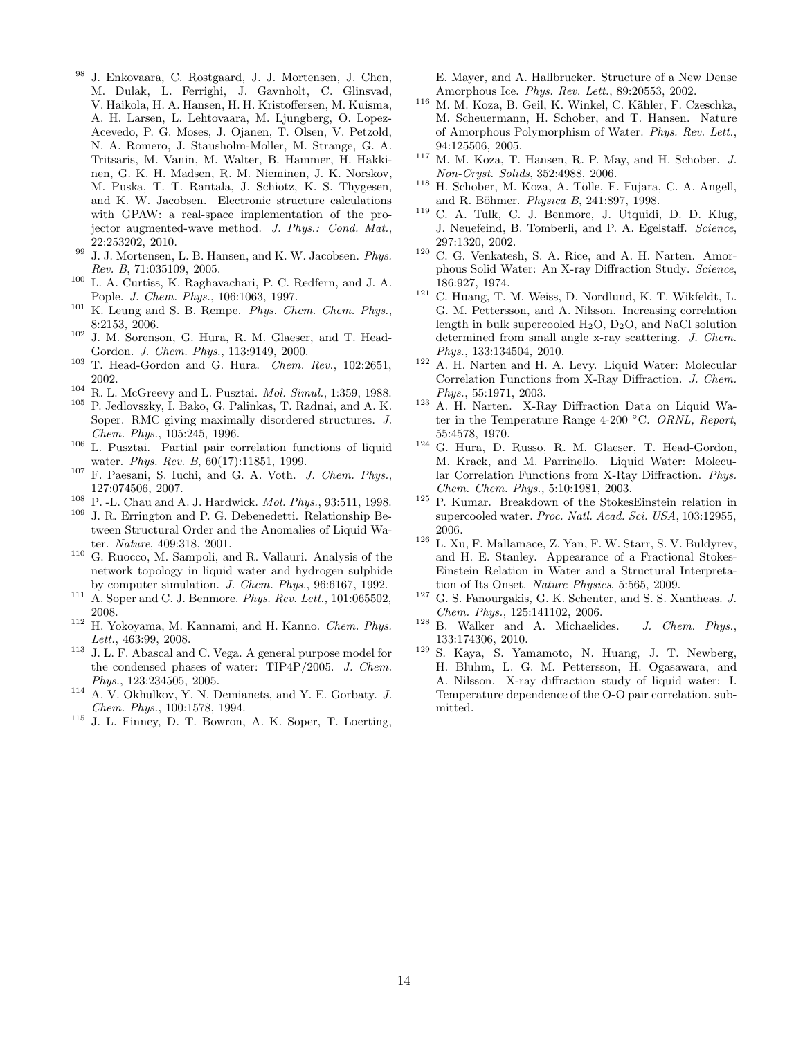[98] J. Enkovaara, C. Rostgaard, J. J. Mortensen, J. Chen, M. Dulak, L. Ferrighi, J. Gavnholt, C. Glinsvad, V. Haikola, H. A. Hansen, H. H. Kristoffersen, M. Kuisma, A. H. Larsen, L. Lehtovaara, M. Ljungberg, O. Lopez-Acevedo, P. G. Moses, J. Ojanen, T. Olsen, V. Petzold, N. A. Romero, J. Stausholm-Moller, M. Strange, G. A. Tritsaris, M. Vanin, M. Walter, B. Hammer, H. Hakkinen, G. K. H. Madsen, R. M. Nieminen, J. K. Norskov, M. Puska, T. T. Rantala, J. Schiotz, K. S. Thygesen, and K. W. Jacobsen. Electronic structure calculations with GPAW: a real-space implementation of the projector augmented-wave method. *J. Phys.: Cond. Mat.*, 22:253202, 2010.

[99] J. J. Mortensen, L. B. Hansen, and K. W. Jacobsen. *Phys. Rev. B*, 71:035109, 2005.

[100] L. A. Curtiss, K. Raghavachari, P. C. Redfern, and J. A. Pople. *J. Chem. Phys.*, 106:1063, 1997.

[101] K. Leung and S. B. Rempe. *Phys. Chem. Chem. Phys.*, 8:2153, 2006.

[102] J. M. Sorenson, G. Hura, R. M. Glaeser, and T. Head-Gordon. *J. Chem. Phys.*, 113:9149, 2000.

[103] T. Head-Gordon and G. Hura. *Chem. Rev.*, 102:2651, 2002.

[104] R. L. McGreevy and L. Pusztai. *Mol. Simul.*, 1:359, 1988.

[105] P. Jedlovszky, I. Bako, G. Palinkas, T. Radnai, and A. K. Soper. RMC giving maximally disordered structures. *J. Chem. Phys.*, 105:245, 1996.

[106] L. Pusztai. Partial pair correlation functions of liquid water. *Phys. Rev. B*, 60(17):11851, 1999.

[107] F. Paesani, S. Iuchi, and G. A. Voth. *J. Chem. Phys.*, 127:074506, 2007.

[108] P. -L. Chau and A. J. Hardwick. *Mol. Phys.*, 93:511, 1998.

[109] J. R. Errington and P. G. Debenedetti. Relationship Between Structural Order and the Anomalies of Liquid Water. *Nature*, 409:318, 2001.

[110] G. Ruocco, M. Sampoli, and R. Vallauri. Analysis of the network topology in liquid water and hydrogen sulphide by computer simulation. *J. Chem. Phys.*, 96:6167, 1992.

[111] A. Soper and C. J. Benmore. *Phys. Rev. Lett.*, 101:065502, 2008.

[112] H. Yokoyama, M. Kannami, and H. Kanno. *Chem. Phys. Lett.*, 463:99, 2008.

[113] J. L. F. Abascal and C. Vega. A general purpose model for the condensed phases of water: TIP4P/2005. *J. Chem. Phys.*, 123:234505, 2005.

[114] A. V. Okhulkov, Y. N. Demianets, and Y. E. Gorbaty. *J. Chem. Phys.*, 100:1578, 1994.

[115] J. L. Finney, D. T. Bowron, A. K. Soper, T. Loerting, E. Mayer, and A. Hallbrucker. Structure of a New Dense Amorphous Ice. *Phys. Rev. Lett.*, 89:20553, 2002.

[116] M. M. Koza, B. Geil, K. Winkel, C. Köhler, F. Czeschka, M. Scheuermann, H. Schober, and T. Hansen. Nature of Amorphous Polymorphism of Water. *Phys. Rev. Lett.*, 94:125506, 2005.

[117] M. M. Koza, T. Hansen, R. P. May, and H. Schober. *J. Non-Cryst. Solids*, 352:4988, 2006.

[118] H. Schober, M. Koza, A. Tölle, F. Fujara, C. A. Angell, and R. Böhmer. *Physica B*, 241:897, 1998.

[119] C. A. Tulk, C. J. Benmore, J. Utquidi, D. D. Klug, J. Neuefeind, B. Tomberli, and P. A. Egelstaff. *Science*, 297:1320, 2002.

[120] C. G. Venkatesh, S. A. Rice, and A. H. Narten. Amorphous Solid Water: An X-ray Diffraction Study. *Science*, 186:927, 1974.

[121] C. Huang, T. M. Weiss, D. Nordlund, K. T. Wikfeldt, L. G. M. Pettersson, and A. Nilsson. Increasing correlation length in bulk supercooled $H_2O$, $D_2O$, and NaCl solution determined from small angle x-ray scattering. *J. Chem. Phys.*, 133:134504, 2010.

[122] A. H. Narten and H. A. Levy. Liquid Water: Molecular Correlation Functions from X-Ray Diffraction. *J. Chem. Phys.*, 55:1971, 2003.

[123] A. H. Narten. X-Ray Diffraction Data on Liquid Water in the Temperature Range 4-200 °C. *ORNL, Report*, 55:4578, 1970.

[124] G. Hura, D. Russo, R. M. Glaeser, T. Head-Gordon, M. Krack, and M. Parrinello. Liquid Water: Molecular Correlation Functions from X-Ray Diffraction. *Phys. Chem. Chem. Phys.*, 5:10:1981, 2003.

[125] P. Kumar. Breakdown of the StokesEinstein relation in supercooled water. *Proc. Natl. Acad. Sci. USA*, 103:12955, 2006.

[126] L. Xu, F. Mallamace, Z. Yan, F. W. Starr, S. V. Buldyrev, and H. E. Stanley. Appearance of a Fractional Stokes-Einstein Relation in Water and a Structural Interpretation of Its Onset. *Nature Physics*, 5:565, 2009.

[127] G. S. Fanourgakis, G. K. Schenter, and S. S. Xantheas. *J. Chem. Phys.*, 125:141102, 2006.

[128] B. Walker and A. Michaelides. *J. Chem. Phys.*, 133:174306, 2010.

[129] S. Kaya, S. Yamamoto, N. Huang, J. T. Newberg, H. Bluhm, L. G. M. Pettersson, H. Ogasawara, and A. Nilsson. X-ray diffraction study of liquid water: I. Temperature dependence of the O-O pair correlation. submitted.